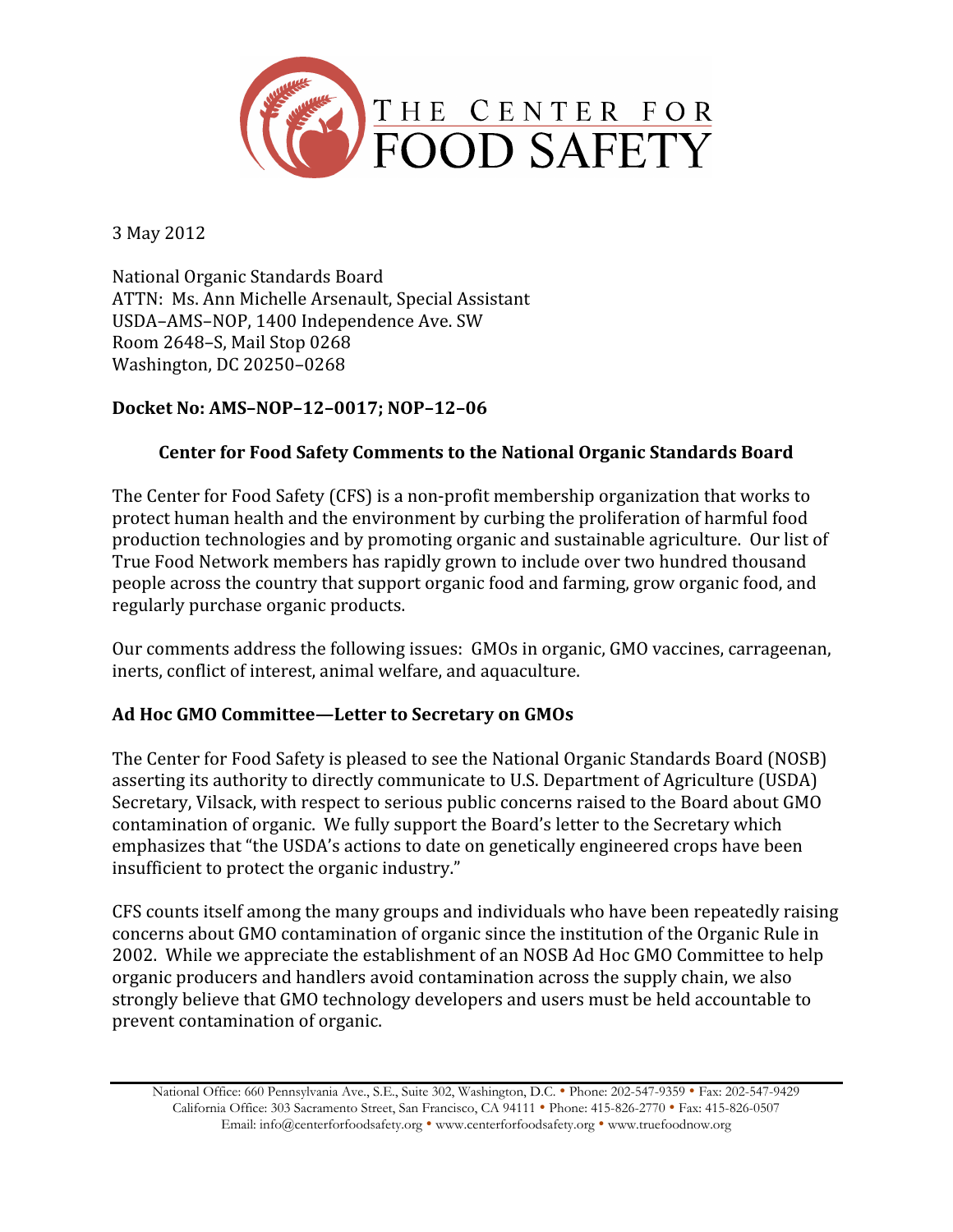# THE CENTER FOR FOOD SAFETY

3 May 2012

National Organic Standards Board
ATTN: Ms. Ann Michelle Arsenault, Special Assistant
USDA–AMS–NOP, 1400 Independence Ave. SW
Room 2648–S, Mail Stop 0268
Washington, DC 20250–0268

**Docket No: AMS–NOP–12–0017; NOP–12–06**

## Center for Food Safety Comments to the National Organic Standards Board

The Center for Food Safety (CFS) is a non-profit membership organization that works to protect human health and the environment by curbing the proliferation of harmful food production technologies and by promoting organic and sustainable agriculture. Our list of True Food Network members has rapidly grown to include over two hundred thousand people across the country that support organic food and farming, grow organic food, and regularly purchase organic products.

Our comments address the following issues: GMOs in organic, GMO vaccines, carrageenan, inerts, conflict of interest, animal welfare, and aquaculture.

### Ad Hoc GMO Committee—Letter to Secretary on GMOs

The Center for Food Safety is pleased to see the National Organic Standards Board (NOSB) asserting its authority to directly communicate to U.S. Department of Agriculture (USDA) Secretary, Vilsack, with respect to serious public concerns raised to the Board about GMO contamination of organic. We fully support the Board's letter to the Secretary which emphasizes that "the USDA's actions to date on genetically engineered crops have been insufficient to protect the organic industry."

CFS counts itself among the many groups and individuals who have been repeatedly raising concerns about GMO contamination of organic since the institution of the Organic Rule in 2002. While we appreciate the establishment of an NOSB Ad Hoc GMO Committee to help organic producers and handlers avoid contamination across the supply chain, we also strongly believe that GMO technology developers and users must be held accountable to prevent contamination of organic.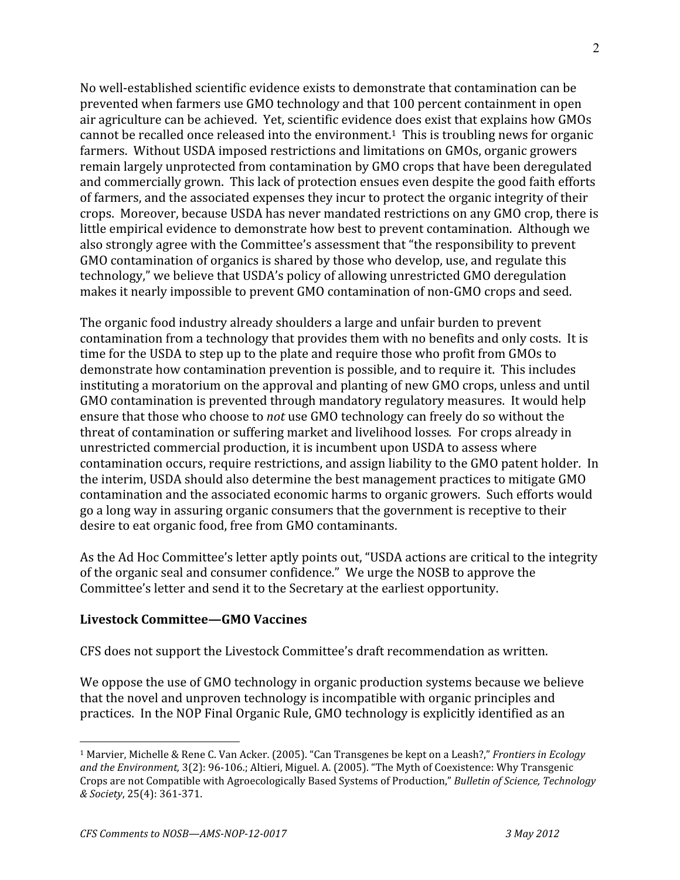No well-established scientific evidence exists to demonstrate that contamination can be prevented when farmers use GMO technology and that 100 percent containment in open air agriculture can be achieved. Yet, scientific evidence does exist that explains how GMOs cannot be recalled once released into the environment.[1] This is troubling news for organic farmers. Without USDA imposed restrictions and limitations on GMOs, organic growers remain largely unprotected from contamination by GMO crops that have been deregulated and commercially grown. This lack of protection ensues even despite the good faith efforts of farmers, and the associated expenses they incur to protect the organic integrity of their crops. Moreover, because USDA has never mandated restrictions on any GMO crop, there is little empirical evidence to demonstrate how best to prevent contamination. Although we also strongly agree with the Committee's assessment that "the responsibility to prevent GMO contamination of organics is shared by those who develop, use, and regulate this technology," we believe that USDA's policy of allowing unrestricted GMO deregulation makes it nearly impossible to prevent GMO contamination of non-GMO crops and seed.

The organic food industry already shoulders a large and unfair burden to prevent contamination from a technology that provides them with no benefits and only costs. It is time for the USDA to step up to the plate and require those who profit from GMOs to demonstrate how contamination prevention is possible, and to require it. This includes instituting a moratorium on the approval and planting of new GMO crops, unless and until GMO contamination is prevented through mandatory regulatory measures. It would help ensure that those who choose to *not* use GMO technology can freely do so without the threat of contamination or suffering market and livelihood losses. For crops already in unrestricted commercial production, it is incumbent upon USDA to assess where contamination occurs, require restrictions, and assign liability to the GMO patent holder. In the interim, USDA should also determine the best management practices to mitigate GMO contamination and the associated economic harms to organic growers. Such efforts would go a long way in assuring organic consumers that the government is receptive to their desire to eat organic food, free from GMO contaminants.

As the Ad Hoc Committee's letter aptly points out, "USDA actions are critical to the integrity of the organic seal and consumer confidence." We urge the NOSB to approve the Committee's letter and send it to the Secretary at the earliest opportunity.

**Livestock Committee—GMO Vaccines**

CFS does not support the Livestock Committee's draft recommendation as written.

We oppose the use of GMO technology in organic production systems because we believe that the novel and unproven technology is incompatible with organic principles and practices. In the NOP Final Organic Rule, GMO technology is explicitly identified as an

---

[1] Marvier, Michelle & Rene C. Van Acker. (2005). "Can Transgenes be kept on a Leash?," *Frontiers in Ecology and the Environment,* 3(2): 96-106.; Altieri, Miguel. A. (2005). "The Myth of Coexistence: Why Transgenic Crops are not Compatible with Agroecologically Based Systems of Production," *Bulletin of Science, Technology & Society*, 25(4): 361-371.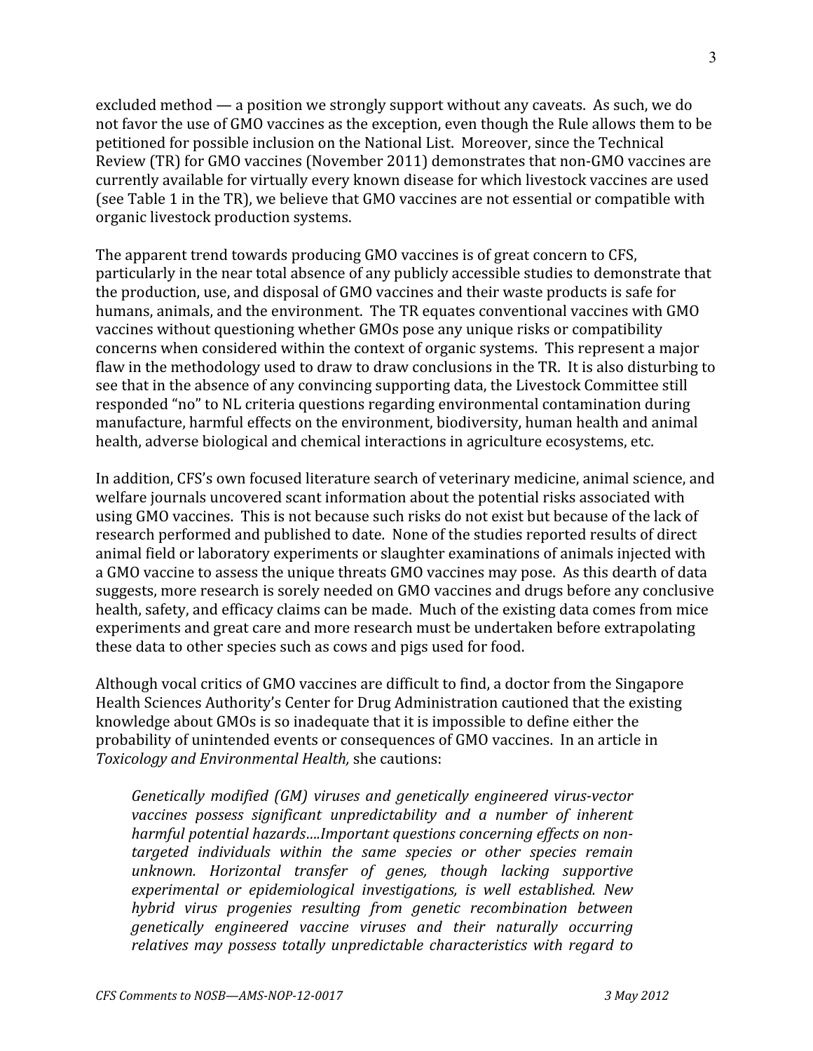excluded method — a position we strongly support without any caveats. As such, we do not favor the use of GMO vaccines as the exception, even though the Rule allows them to be petitioned for possible inclusion on the National List. Moreover, since the Technical Review (TR) for GMO vaccines (November 2011) demonstrates that non-GMO vaccines are currently available for virtually every known disease for which livestock vaccines are used (see Table 1 in the TR), we believe that GMO vaccines are not essential or compatible with organic livestock production systems.

The apparent trend towards producing GMO vaccines is of great concern to CFS, particularly in the near total absence of any publicly accessible studies to demonstrate that the production, use, and disposal of GMO vaccines and their waste products is safe for humans, animals, and the environment. The TR equates conventional vaccines with GMO vaccines without questioning whether GMOs pose any unique risks or compatibility concerns when considered within the context of organic systems. This represent a major flaw in the methodology used to draw to draw conclusions in the TR. It is also disturbing to see that in the absence of any convincing supporting data, the Livestock Committee still responded "no" to NL criteria questions regarding environmental contamination during manufacture, harmful effects on the environment, biodiversity, human health and animal health, adverse biological and chemical interactions in agriculture ecosystems, etc.

In addition, CFS's own focused literature search of veterinary medicine, animal science, and welfare journals uncovered scant information about the potential risks associated with using GMO vaccines. This is not because such risks do not exist but because of the lack of research performed and published to date. None of the studies reported results of direct animal field or laboratory experiments or slaughter examinations of animals injected with a GMO vaccine to assess the unique threats GMO vaccines may pose. As this dearth of data suggests, more research is sorely needed on GMO vaccines and drugs before any conclusive health, safety, and efficacy claims can be made. Much of the existing data comes from mice experiments and great care and more research must be undertaken before extrapolating these data to other species such as cows and pigs used for food.

Although vocal critics of GMO vaccines are difficult to find, a doctor from the Singapore Health Sciences Authority's Center for Drug Administration cautioned that the existing knowledge about GMOs is so inadequate that it is impossible to define either the probability of unintended events or consequences of GMO vaccines. In an article in *Toxicology and Environmental Health,* she cautions:

> *Genetically modified (GM) viruses and genetically engineered virus-vector vaccines possess significant unpredictability and a number of inherent harmful potential hazards….Important questions concerning effects on non-targeted individuals within the same species or other species remain unknown. Horizontal transfer of genes, though lacking supportive experimental or epidemiological investigations, is well established. New hybrid virus progenies resulting from genetic recombination between genetically engineered vaccine viruses and their naturally occurring relatives may possess totally unpredictable characteristics with regard to*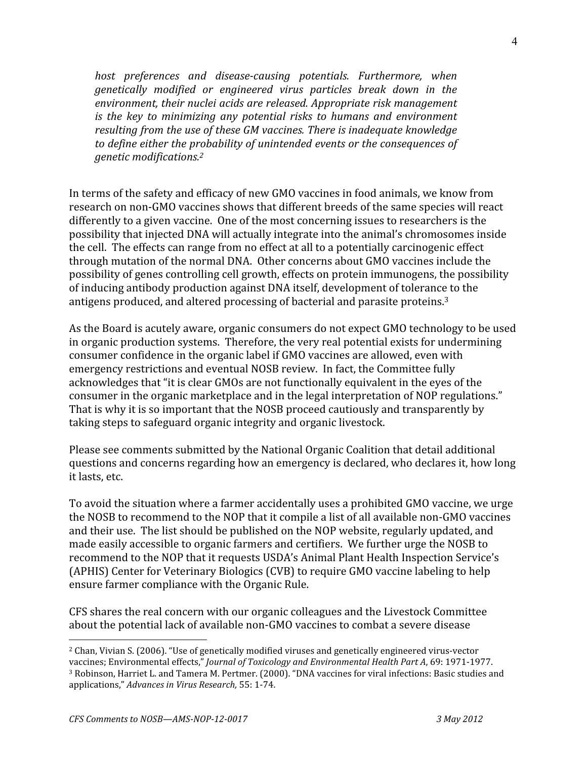> *host preferences and disease-causing potentials. Furthermore, when genetically modified or engineered virus particles break down in the environment, their nuclei acids are released. Appropriate risk management is the key to minimizing any potential risks to humans and environment resulting from the use of these GM vaccines. There is inadequate knowledge to define either the probability of unintended events or the consequences of genetic modifications.*[2]

In terms of the safety and efficacy of new GMO vaccines in food animals, we know from research on non-GMO vaccines shows that different breeds of the same species will react differently to a given vaccine. One of the most concerning issues to researchers is the possibility that injected DNA will actually integrate into the animal's chromosomes inside the cell. The effects can range from no effect at all to a potentially carcinogenic effect through mutation of the normal DNA. Other concerns about GMO vaccines include the possibility of genes controlling cell growth, effects on protein immunogens, the possibility of inducing antibody production against DNA itself, development of tolerance to the antigens produced, and altered processing of bacterial and parasite proteins.[3]

As the Board is acutely aware, organic consumers do not expect GMO technology to be used in organic production systems. Therefore, the very real potential exists for undermining consumer confidence in the organic label if GMO vaccines are allowed, even with emergency restrictions and eventual NOSB review. In fact, the Committee fully acknowledges that "it is clear GMOs are not functionally equivalent in the eyes of the consumer in the organic marketplace and in the legal interpretation of NOP regulations." That is why it is so important that the NOSB proceed cautiously and transparently by taking steps to safeguard organic integrity and organic livestock.

Please see comments submitted by the National Organic Coalition that detail additional questions and concerns regarding how an emergency is declared, who declares it, how long it lasts, etc.

To avoid the situation where a farmer accidentally uses a prohibited GMO vaccine, we urge the NOSB to recommend to the NOP that it compile a list of all available non-GMO vaccines and their use. The list should be published on the NOP website, regularly updated, and made easily accessible to organic farmers and certifiers. We further urge the NOSB to recommend to the NOP that it requests USDA's Animal Plant Health Inspection Service's (APHIS) Center for Veterinary Biologics (CVB) to require GMO vaccine labeling to help ensure farmer compliance with the Organic Rule.

CFS shares the real concern with our organic colleagues and the Livestock Committee about the potential lack of available non-GMO vaccines to combat a severe disease

---

[2] Chan, Vivian S. (2006). "Use of genetically modified viruses and genetically engineered virus-vector vaccines; Environmental effects," *Journal of Toxicology and Environmental Health Part A*, 69: 1971-1977.

[3] Robinson, Harriet L. and Tamera M. Pertmer. (2000). "DNA vaccines for viral infections: Basic studies and applications," *Advances in Virus Research*, 55: 1-74.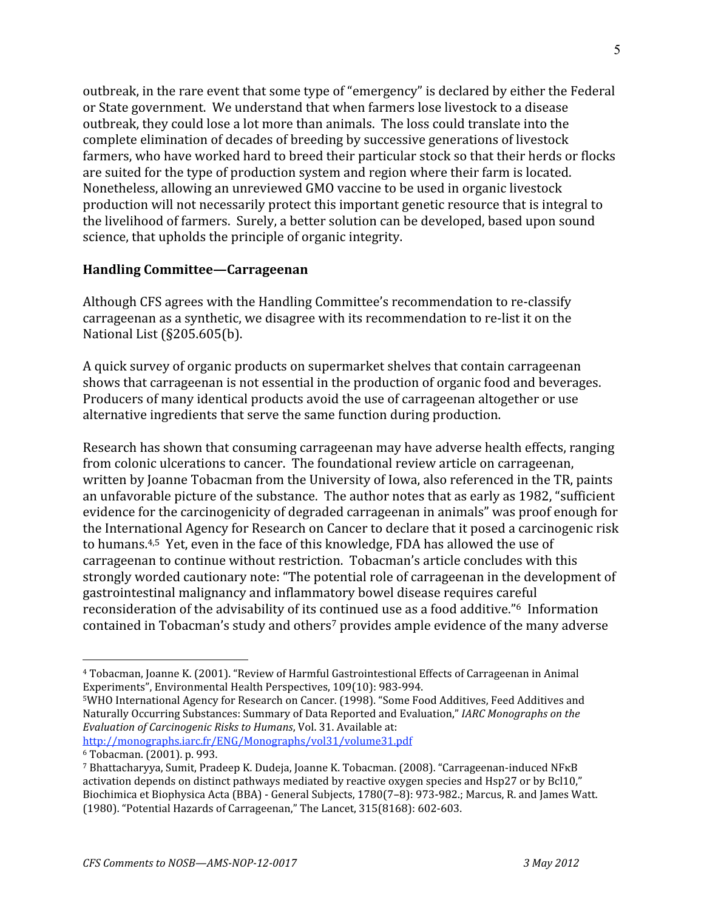outbreak, in the rare event that some type of "emergency" is declared by either the Federal or State government. We understand that when farmers lose livestock to a disease outbreak, they could lose a lot more than animals. The loss could translate into the complete elimination of decades of breeding by successive generations of livestock farmers, who have worked hard to breed their particular stock so that their herds or flocks are suited for the type of production system and region where their farm is located. Nonetheless, allowing an unreviewed GMO vaccine to be used in organic livestock production will not necessarily protect this important genetic resource that is integral to the livelihood of farmers. Surely, a better solution can be developed, based upon sound science, that upholds the principle of organic integrity.

**Handling Committee—Carrageenan**

Although CFS agrees with the Handling Committee's recommendation to re-classify carrageenan as a synthetic, we disagree with its recommendation to re-list it on the National List (§205.605(b).

A quick survey of organic products on supermarket shelves that contain carrageenan shows that carrageenan is not essential in the production of organic food and beverages. Producers of many identical products avoid the use of carrageenan altogether or use alternative ingredients that serve the same function during production.

Research has shown that consuming carrageenan may have adverse health effects, ranging from colonic ulcerations to cancer. The foundational review article on carrageenan, written by Joanne Tobacman from the University of Iowa, also referenced in the TR, paints an unfavorable picture of the substance. The author notes that as early as 1982, "sufficient evidence for the carcinogenicity of degraded carrageenan in animals" was proof enough for the International Agency for Research on Cancer to declare that it posed a carcinogenic risk to humans.[4,5] Yet, even in the face of this knowledge, FDA has allowed the use of carrageenan to continue without restriction. Tobacman's article concludes with this strongly worded cautionary note: "The potential role of carrageenan in the development of gastrointestinal malignancy and inflammatory bowel disease requires careful reconsideration of the advisability of its continued use as a food additive."[6] Information contained in Tobacman's study and others[7] provides ample evidence of the many adverse

---

[4] Tobacman, Joanne K. (2001). "Review of Harmful Gastrointestional Effects of Carrageenan in Animal Experiments", Environmental Health Perspectives, 109(10): 983-994.

[5] WHO International Agency for Research on Cancer. (1998). "Some Food Additives, Feed Additives and Naturally Occurring Substances: Summary of Data Reported and Evaluation," *IARC Monographs on the Evaluation of Carcinogenic Risks to Humans*, Vol. 31. Available at: http://monographs.iarc.fr/ENG/Monographs/vol31/volume31.pdf

[6] Tobacman. (2001). p. 993.

[7] Bhattacharyya, Sumit, Pradeep K. Dudeja, Joanne K. Tobacman. (2008). "Carrageenan-induced NFκB activation depends on distinct pathways mediated by reactive oxygen species and Hsp27 or by Bcl10," Biochimica et Biophysica Acta (BBA) - General Subjects, 1780(7–8): 973-982.; Marcus, R. and James Watt. (1980). "Potential Hazards of Carrageenan," The Lancet, 315(8168): 602-603.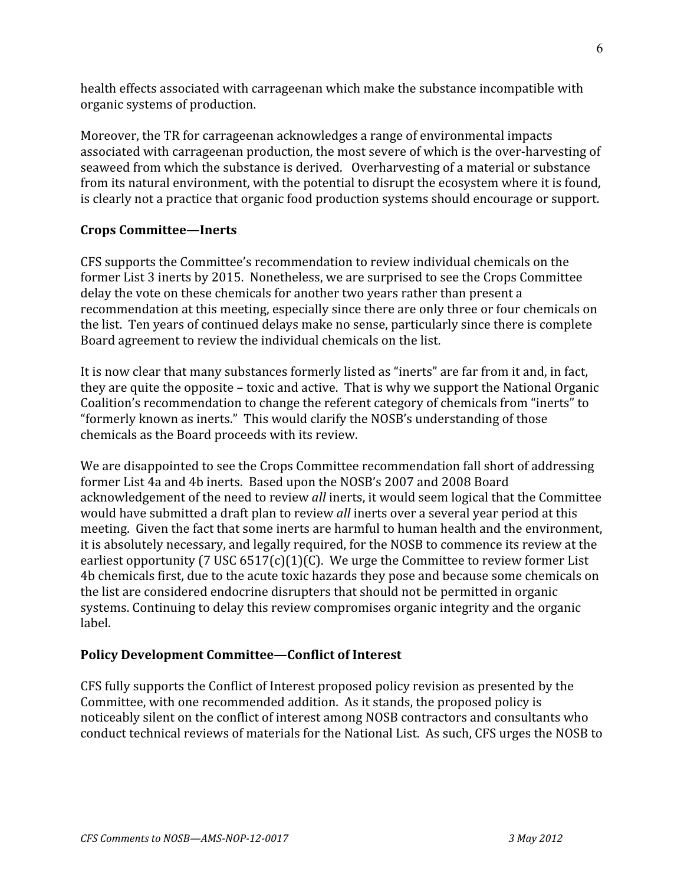health effects associated with carrageenan which make the substance incompatible with organic systems of production.

Moreover, the TR for carrageenan acknowledges a range of environmental impacts associated with carrageenan production, the most severe of which is the over-harvesting of seaweed from which the substance is derived. Overharvesting of a material or substance from its natural environment, with the potential to disrupt the ecosystem where it is found, is clearly not a practice that organic food production systems should encourage or support.

**Crops Committee—Inerts**

CFS supports the Committee's recommendation to review individual chemicals on the former List 3 inerts by 2015. Nonetheless, we are surprised to see the Crops Committee delay the vote on these chemicals for another two years rather than present a recommendation at this meeting, especially since there are only three or four chemicals on the list. Ten years of continued delays make no sense, particularly since there is complete Board agreement to review the individual chemicals on the list.

It is now clear that many substances formerly listed as "inerts" are far from it and, in fact, they are quite the opposite – toxic and active. That is why we support the National Organic Coalition's recommendation to change the referent category of chemicals from "inerts" to "formerly known as inerts." This would clarify the NOSB's understanding of those chemicals as the Board proceeds with its review.

We are disappointed to see the Crops Committee recommendation fall short of addressing former List 4a and 4b inerts. Based upon the NOSB's 2007 and 2008 Board acknowledgement of the need to review *all* inerts, it would seem logical that the Committee would have submitted a draft plan to review *all* inerts over a several year period at this meeting. Given the fact that some inerts are harmful to human health and the environment, it is absolutely necessary, and legally required, for the NOSB to commence its review at the earliest opportunity (7 USC 6517(c)(1)(C). We urge the Committee to review former List 4b chemicals first, due to the acute toxic hazards they pose and because some chemicals on the list are considered endocrine disrupters that should not be permitted in organic systems. Continuing to delay this review compromises organic integrity and the organic label.

**Policy Development Committee—Conflict of Interest**

CFS fully supports the Conflict of Interest proposed policy revision as presented by the Committee, with one recommended addition. As it stands, the proposed policy is noticeably silent on the conflict of interest among NOSB contractors and consultants who conduct technical reviews of materials for the National List. As such, CFS urges the NOSB to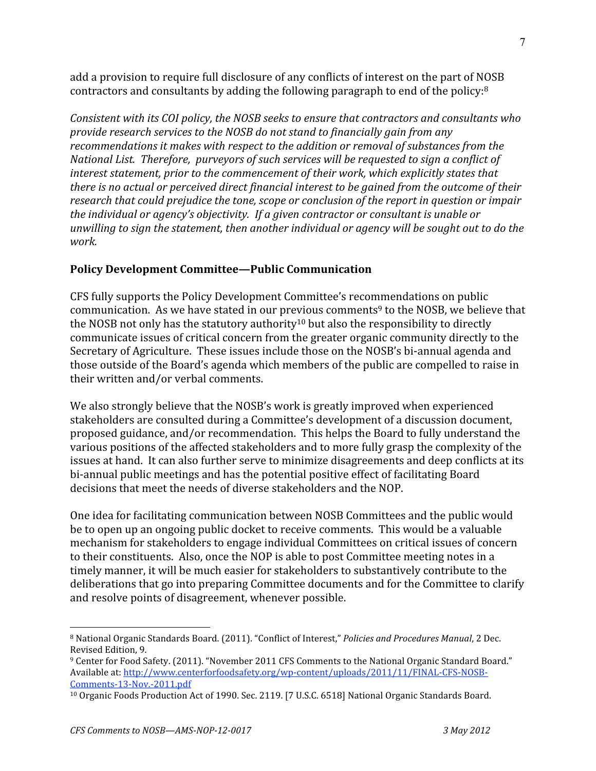add a provision to require full disclosure of any conflicts of interest on the part of NOSB contractors and consultants by adding the following paragraph to end of the policy:[8]

*Consistent with its COI policy, the NOSB seeks to ensure that contractors and consultants who provide research services to the NOSB do not stand to financially gain from any recommendations it makes with respect to the addition or removal of substances from the National List. Therefore, purveyors of such services will be requested to sign a conflict of interest statement, prior to the commencement of their work, which explicitly states that there is no actual or perceived direct financial interest to be gained from the outcome of their research that could prejudice the tone, scope or conclusion of the report in question or impair the individual or agency's objectivity. If a given contractor or consultant is unable or unwilling to sign the statement, then another individual or agency will be sought out to do the work.*

## Policy Development Committee—Public Communication

CFS fully supports the Policy Development Committee's recommendations on public communication. As we have stated in our previous comments[9] to the NOSB, we believe that the NOSB not only has the statutory authority[10] but also the responsibility to directly communicate issues of critical concern from the greater organic community directly to the Secretary of Agriculture. These issues include those on the NOSB's bi-annual agenda and those outside of the Board's agenda which members of the public are compelled to raise in their written and/or verbal comments.

We also strongly believe that the NOSB's work is greatly improved when experienced stakeholders are consulted during a Committee's development of a discussion document, proposed guidance, and/or recommendation. This helps the Board to fully understand the various positions of the affected stakeholders and to more fully grasp the complexity of the issues at hand. It can also further serve to minimize disagreements and deep conflicts at its bi-annual public meetings and has the potential positive effect of facilitating Board decisions that meet the needs of diverse stakeholders and the NOP.

One idea for facilitating communication between NOSB Committees and the public would be to open up an ongoing public docket to receive comments. This would be a valuable mechanism for stakeholders to engage individual Committees on critical issues of concern to their constituents. Also, once the NOP is able to post Committee meeting notes in a timely manner, it will be much easier for stakeholders to substantively contribute to the deliberations that go into preparing Committee documents and for the Committee to clarify and resolve points of disagreement, whenever possible.

---

[8] National Organic Standards Board. (2011). "Conflict of Interest," *Policies and Procedures Manual*, 2 Dec. Revised Edition, 9.

[9] Center for Food Safety. (2011). "November 2011 CFS Comments to the National Organic Standard Board." Available at: http://www.centerforfoodsafety.org/wp-content/uploads/2011/11/FINAL-CFS-NOSB-Comments-13-Nov.-2011.pdf

[10] Organic Foods Production Act of 1990. Sec. 2119. [7 U.S.C. 6518] National Organic Standards Board.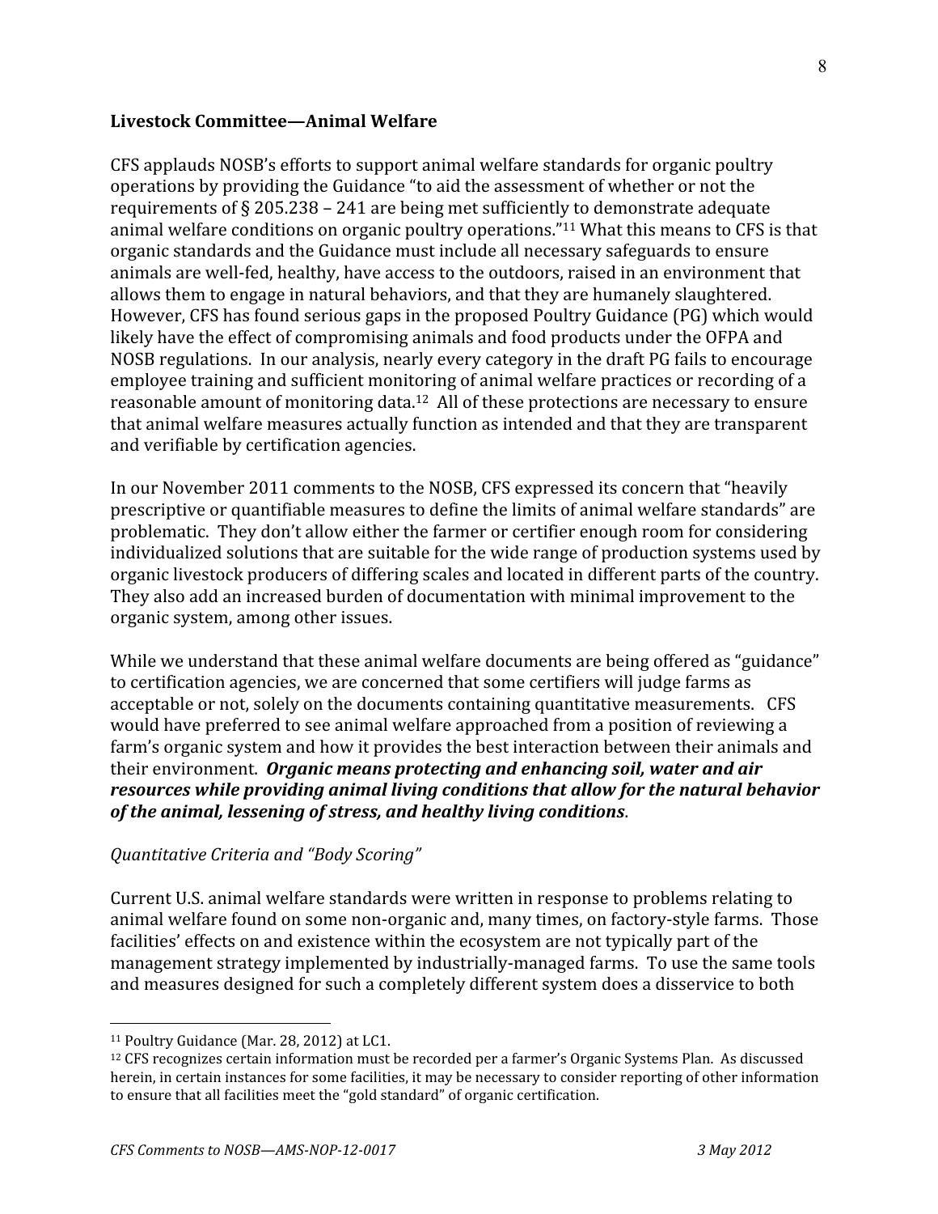**Livestock Committee—Animal Welfare**

CFS applauds NOSB's efforts to support animal welfare standards for organic poultry operations by providing the Guidance "to aid the assessment of whether or not the requirements of § 205.238 – 241 are being met sufficiently to demonstrate adequate animal welfare conditions on organic poultry operations."[11] What this means to CFS is that organic standards and the Guidance must include all necessary safeguards to ensure animals are well-fed, healthy, have access to the outdoors, raised in an environment that allows them to engage in natural behaviors, and that they are humanely slaughtered. However, CFS has found serious gaps in the proposed Poultry Guidance (PG) which would likely have the effect of compromising animals and food products under the OFPA and NOSB regulations. In our analysis, nearly every category in the draft PG fails to encourage employee training and sufficient monitoring of animal welfare practices or recording of a reasonable amount of monitoring data.[12] All of these protections are necessary to ensure that animal welfare measures actually function as intended and that they are transparent and verifiable by certification agencies.

In our November 2011 comments to the NOSB, CFS expressed its concern that "heavily prescriptive or quantifiable measures to define the limits of animal welfare standards" are problematic. They don't allow either the farmer or certifier enough room for considering individualized solutions that are suitable for the wide range of production systems used by organic livestock producers of differing scales and located in different parts of the country. They also add an increased burden of documentation with minimal improvement to the organic system, among other issues.

While we understand that these animal welfare documents are being offered as "guidance" to certification agencies, we are concerned that some certifiers will judge farms as acceptable or not, solely on the documents containing quantitative measurements. CFS would have preferred to see animal welfare approached from a position of reviewing a farm's organic system and how it provides the best interaction between their animals and their environment. ***Organic means protecting and enhancing soil, water and air resources while providing animal living conditions that allow for the natural behavior of the animal, lessening of stress, and healthy living conditions***.

*Quantitative Criteria and "Body Scoring"*

Current U.S. animal welfare standards were written in response to problems relating to animal welfare found on some non-organic and, many times, on factory-style farms. Those facilities' effects on and existence within the ecosystem are not typically part of the management strategy implemented by industrially-managed farms. To use the same tools and measures designed for such a completely different system does a disservice to both

---

[11] Poultry Guidance (Mar. 28, 2012) at LC1.

[12] CFS recognizes certain information must be recorded per a farmer's Organic Systems Plan. As discussed herein, in certain instances for some facilities, it may be necessary to consider reporting of other information to ensure that all facilities meet the "gold standard" of organic certification.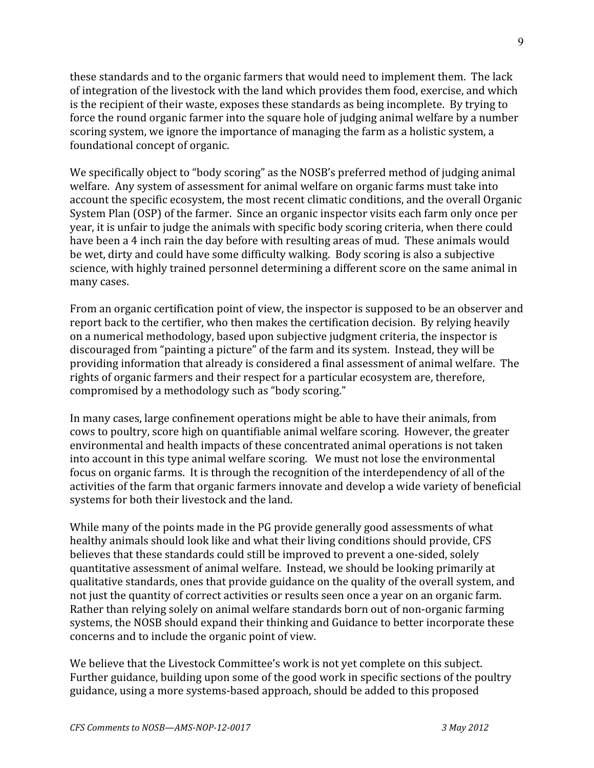these standards and to the organic farmers that would need to implement them. The lack of integration of the livestock with the land which provides them food, exercise, and which is the recipient of their waste, exposes these standards as being incomplete. By trying to force the round organic farmer into the square hole of judging animal welfare by a number scoring system, we ignore the importance of managing the farm as a holistic system, a foundational concept of organic.

We specifically object to "body scoring" as the NOSB's preferred method of judging animal welfare. Any system of assessment for animal welfare on organic farms must take into account the specific ecosystem, the most recent climatic conditions, and the overall Organic System Plan (OSP) of the farmer. Since an organic inspector visits each farm only once per year, it is unfair to judge the animals with specific body scoring criteria, when there could have been a 4 inch rain the day before with resulting areas of mud. These animals would be wet, dirty and could have some difficulty walking. Body scoring is also a subjective science, with highly trained personnel determining a different score on the same animal in many cases.

From an organic certification point of view, the inspector is supposed to be an observer and report back to the certifier, who then makes the certification decision. By relying heavily on a numerical methodology, based upon subjective judgment criteria, the inspector is discouraged from "painting a picture" of the farm and its system. Instead, they will be providing information that already is considered a final assessment of animal welfare. The rights of organic farmers and their respect for a particular ecosystem are, therefore, compromised by a methodology such as "body scoring."

In many cases, large confinement operations might be able to have their animals, from cows to poultry, score high on quantifiable animal welfare scoring. However, the greater environmental and health impacts of these concentrated animal operations is not taken into account in this type animal welfare scoring. We must not lose the environmental focus on organic farms. It is through the recognition of the interdependency of all of the activities of the farm that organic farmers innovate and develop a wide variety of beneficial systems for both their livestock and the land.

While many of the points made in the PG provide generally good assessments of what healthy animals should look like and what their living conditions should provide, CFS believes that these standards could still be improved to prevent a one-sided, solely quantitative assessment of animal welfare. Instead, we should be looking primarily at qualitative standards, ones that provide guidance on the quality of the overall system, and not just the quantity of correct activities or results seen once a year on an organic farm. Rather than relying solely on animal welfare standards born out of non-organic farming systems, the NOSB should expand their thinking and Guidance to better incorporate these concerns and to include the organic point of view.

We believe that the Livestock Committee's work is not yet complete on this subject. Further guidance, building upon some of the good work in specific sections of the poultry guidance, using a more systems-based approach, should be added to this proposed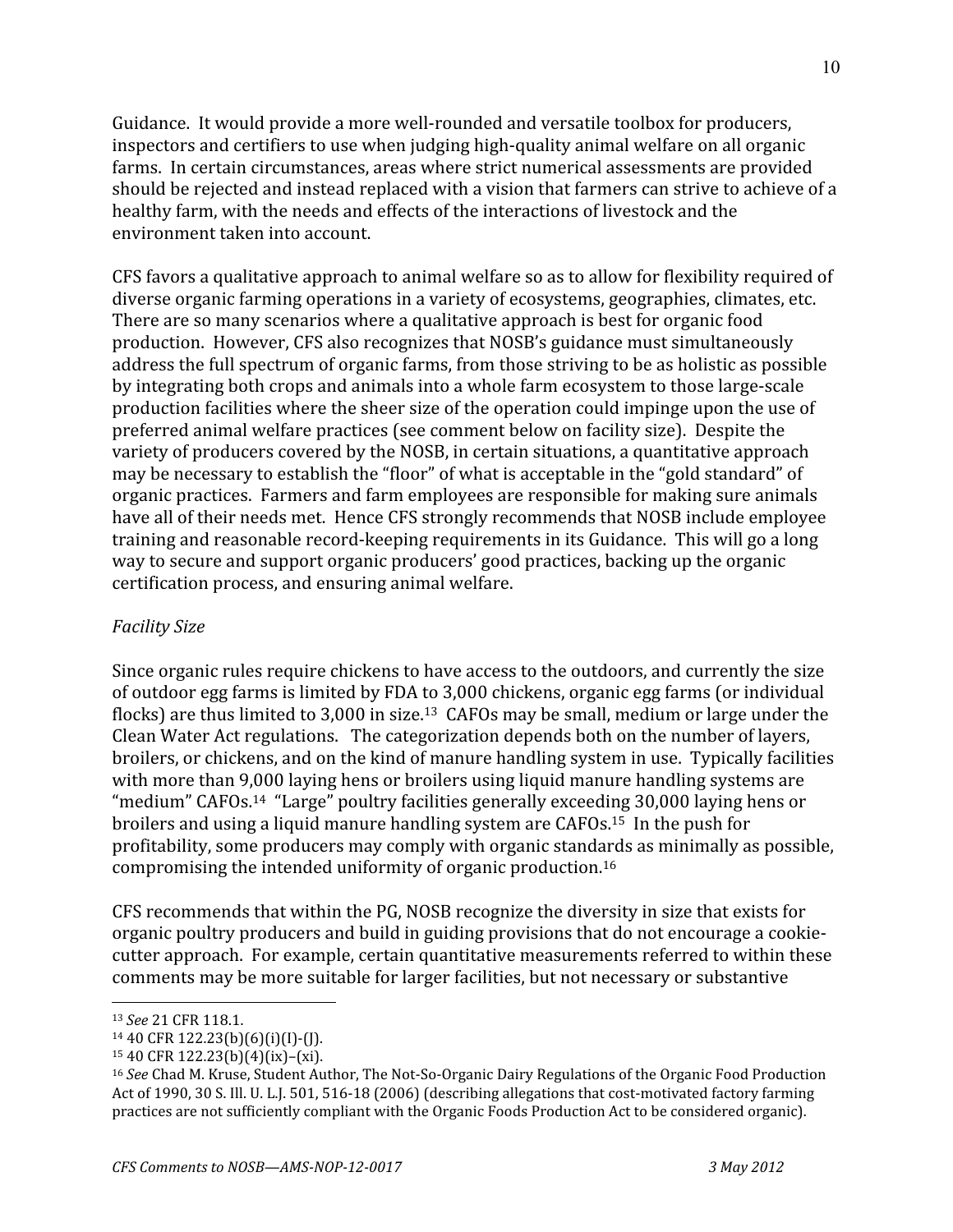Guidance. It would provide a more well-rounded and versatile toolbox for producers, inspectors and certifiers to use when judging high-quality animal welfare on all organic farms. In certain circumstances, areas where strict numerical assessments are provided should be rejected and instead replaced with a vision that farmers can strive to achieve of a healthy farm, with the needs and effects of the interactions of livestock and the environment taken into account.

CFS favors a qualitative approach to animal welfare so as to allow for flexibility required of diverse organic farming operations in a variety of ecosystems, geographies, climates, etc. There are so many scenarios where a qualitative approach is best for organic food production. However, CFS also recognizes that NOSB's guidance must simultaneously address the full spectrum of organic farms, from those striving to be as holistic as possible by integrating both crops and animals into a whole farm ecosystem to those large-scale production facilities where the sheer size of the operation could impinge upon the use of preferred animal welfare practices (see comment below on facility size). Despite the variety of producers covered by the NOSB, in certain situations, a quantitative approach may be necessary to establish the "floor" of what is acceptable in the "gold standard" of organic practices. Farmers and farm employees are responsible for making sure animals have all of their needs met. Hence CFS strongly recommends that NOSB include employee training and reasonable record-keeping requirements in its Guidance. This will go a long way to secure and support organic producers' good practices, backing up the organic certification process, and ensuring animal welfare.

*Facility Size*

Since organic rules require chickens to have access to the outdoors, and currently the size of outdoor egg farms is limited by FDA to 3,000 chickens, organic egg farms (or individual flocks) are thus limited to 3,000 in size.[13] CAFOs may be small, medium or large under the Clean Water Act regulations. The categorization depends both on the number of layers, broilers, or chickens, and on the kind of manure handling system in use. Typically facilities with more than 9,000 laying hens or broilers using liquid manure handling systems are "medium" CAFOs.[14] "Large" poultry facilities generally exceeding 30,000 laying hens or broilers and using a liquid manure handling system are CAFOs.[15] In the push for profitability, some producers may comply with organic standards as minimally as possible, compromising the intended uniformity of organic production.[16]

CFS recommends that within the PG, NOSB recognize the diversity in size that exists for organic poultry producers and build in guiding provisions that do not encourage a cookie-cutter approach. For example, certain quantitative measurements referred to within these comments may be more suitable for larger facilities, but not necessary or substantive

---

[13] *See* 21 CFR 118.1.

[14] 40 CFR 122.23(b)(6)(i)(I)-(J).

[15] 40 CFR 122.23(b)(4)(ix)–(xi).

[16] *See* Chad M. Kruse, Student Author, The Not-So-Organic Dairy Regulations of the Organic Food Production Act of 1990, 30 S. Ill. U. L.J. 501, 516-18 (2006) (describing allegations that cost-motivated factory farming practices are not sufficiently compliant with the Organic Foods Production Act to be considered organic).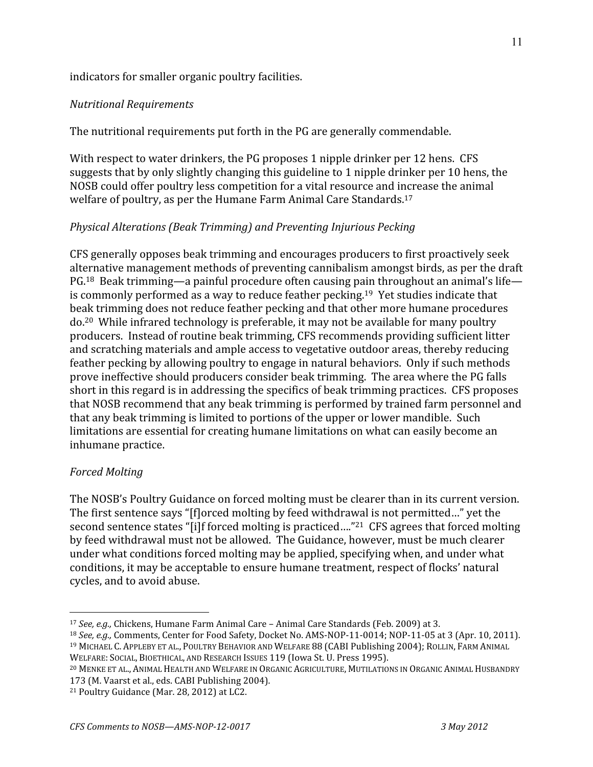indicators for smaller organic poultry facilities.

*Nutritional Requirements*

The nutritional requirements put forth in the PG are generally commendable.

With respect to water drinkers, the PG proposes 1 nipple drinker per 12 hens. CFS suggests that by only slightly changing this guideline to 1 nipple drinker per 10 hens, the NOSB could offer poultry less competition for a vital resource and increase the animal welfare of poultry, as per the Humane Farm Animal Care Standards.[17]

*Physical Alterations (Beak Trimming) and Preventing Injurious Pecking*

CFS generally opposes beak trimming and encourages producers to first proactively seek alternative management methods of preventing cannibalism amongst birds, as per the draft PG.[18] Beak trimming—a painful procedure often causing pain throughout an animal's life—is commonly performed as a way to reduce feather pecking.[19] Yet studies indicate that beak trimming does not reduce feather pecking and that other more humane procedures do.[20] While infrared technology is preferable, it may not be available for many poultry producers. Instead of routine beak trimming, CFS recommends providing sufficient litter and scratching materials and ample access to vegetative outdoor areas, thereby reducing feather pecking by allowing poultry to engage in natural behaviors. Only if such methods prove ineffective should producers consider beak trimming. The area where the PG falls short in this regard is in addressing the specifics of beak trimming practices. CFS proposes that NOSB recommend that any beak trimming is performed by trained farm personnel and that any beak trimming is limited to portions of the upper or lower mandible. Such limitations are essential for creating humane limitations on what can easily become an inhumane practice.

*Forced Molting*

The NOSB's Poultry Guidance on forced molting must be clearer than in its current version. The first sentence says "[f]orced molting by feed withdrawal is not permitted…" yet the second sentence states "[i]f forced molting is practiced…."[21] CFS agrees that forced molting by feed withdrawal must not be allowed. The Guidance, however, must be much clearer under what conditions forced molting may be applied, specifying when, and under what conditions, it may be acceptable to ensure humane treatment, respect of flocks' natural cycles, and to avoid abuse.

---

[17] *See, e.g.,* Chickens, Humane Farm Animal Care – Animal Care Standards (Feb. 2009) at 3.

[18] *See, e.g.,* Comments, Center for Food Safety, Docket No. AMS-NOP-11-0014; NOP-11-05 at 3 (Apr. 10, 2011).

[19] Michael C. Appleby et al., Poultry Behavior and Welfare 88 (CABI Publishing 2004); Rollin, Farm Animal Welfare: Social, Bioethical, and Research Issues 119 (Iowa St. U. Press 1995).

[20] Menke et al., Animal Health and Welfare in Organic Agriculture, Mutilations in Organic Animal Husbandry 173 (M. Vaarst et al., eds. CABI Publishing 2004).

[21] Poultry Guidance (Mar. 28, 2012) at LC2.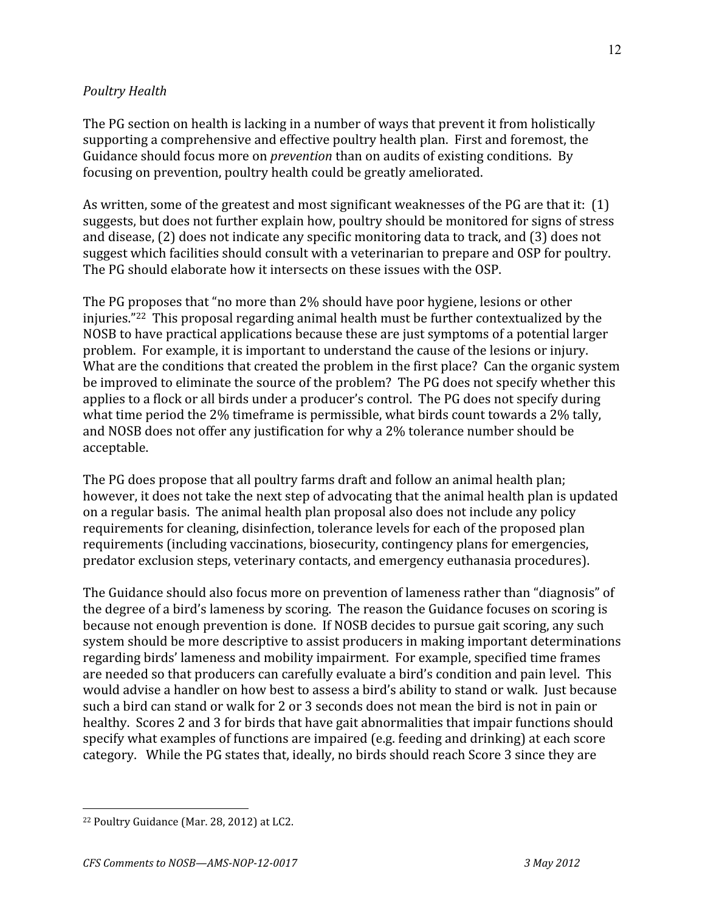*Poultry Health*

The PG section on health is lacking in a number of ways that prevent it from holistically supporting a comprehensive and effective poultry health plan. First and foremost, the Guidance should focus more on *prevention* than on audits of existing conditions. By focusing on prevention, poultry health could be greatly ameliorated.

As written, some of the greatest and most significant weaknesses of the PG are that it: (1) suggests, but does not further explain how, poultry should be monitored for signs of stress and disease, (2) does not indicate any specific monitoring data to track, and (3) does not suggest which facilities should consult with a veterinarian to prepare and OSP for poultry. The PG should elaborate how it intersects on these issues with the OSP.

The PG proposes that "no more than 2% should have poor hygiene, lesions or other injuries."[22] This proposal regarding animal health must be further contextualized by the NOSB to have practical applications because these are just symptoms of a potential larger problem. For example, it is important to understand the cause of the lesions or injury. What are the conditions that created the problem in the first place? Can the organic system be improved to eliminate the source of the problem? The PG does not specify whether this applies to a flock or all birds under a producer's control. The PG does not specify during what time period the 2% timeframe is permissible, what birds count towards a 2% tally, and NOSB does not offer any justification for why a 2% tolerance number should be acceptable.

The PG does propose that all poultry farms draft and follow an animal health plan; however, it does not take the next step of advocating that the animal health plan is updated on a regular basis. The animal health plan proposal also does not include any policy requirements for cleaning, disinfection, tolerance levels for each of the proposed plan requirements (including vaccinations, biosecurity, contingency plans for emergencies, predator exclusion steps, veterinary contacts, and emergency euthanasia procedures).

The Guidance should also focus more on prevention of lameness rather than "diagnosis" of the degree of a bird's lameness by scoring. The reason the Guidance focuses on scoring is because not enough prevention is done. If NOSB decides to pursue gait scoring, any such system should be more descriptive to assist producers in making important determinations regarding birds' lameness and mobility impairment. For example, specified time frames are needed so that producers can carefully evaluate a bird's condition and pain level. This would advise a handler on how best to assess a bird's ability to stand or walk. Just because such a bird can stand or walk for 2 or 3 seconds does not mean the bird is not in pain or healthy. Scores 2 and 3 for birds that have gait abnormalities that impair functions should specify what examples of functions are impaired (e.g. feeding and drinking) at each score category. While the PG states that, ideally, no birds should reach Score 3 since they are

---

[22] Poultry Guidance (Mar. 28, 2012) at LC2.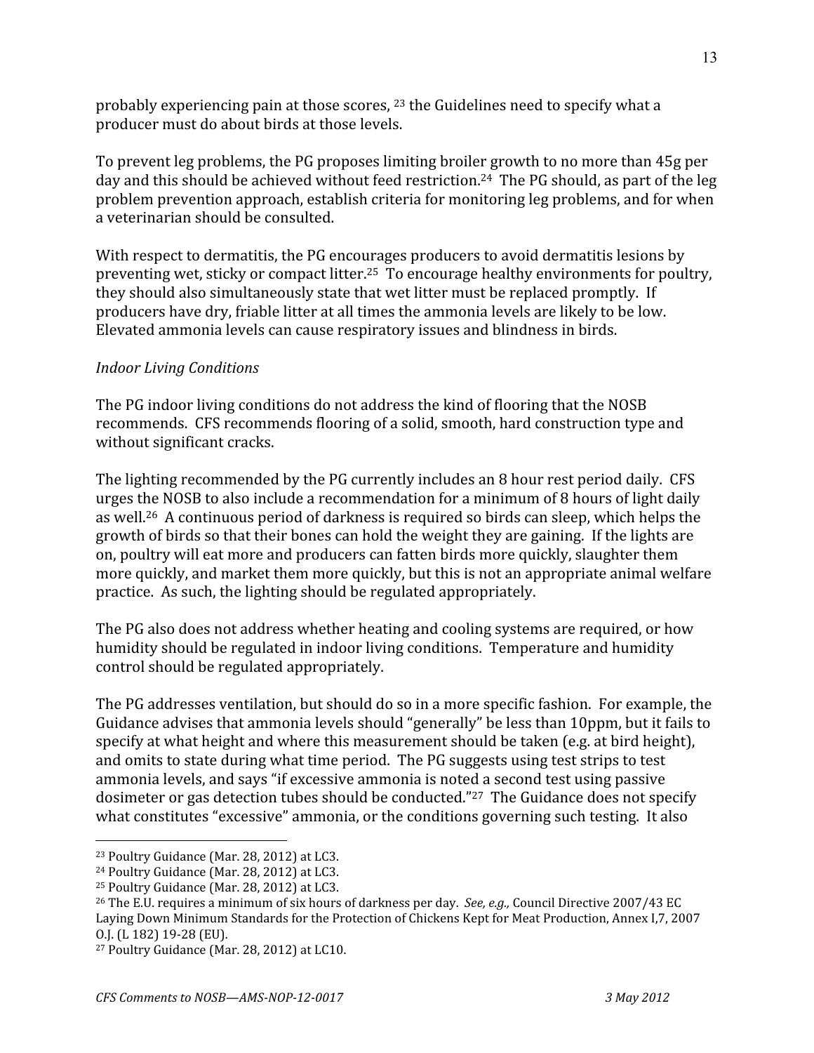probably experiencing pain at those scores, [23] the Guidelines need to specify what a producer must do about birds at those levels.

To prevent leg problems, the PG proposes limiting broiler growth to no more than 45g per day and this should be achieved without feed restriction.[24] The PG should, as part of the leg problem prevention approach, establish criteria for monitoring leg problems, and for when a veterinarian should be consulted.

With respect to dermatitis, the PG encourages producers to avoid dermatitis lesions by preventing wet, sticky or compact litter.[25] To encourage healthy environments for poultry, they should also simultaneously state that wet litter must be replaced promptly. If producers have dry, friable litter at all times the ammonia levels are likely to be low. Elevated ammonia levels can cause respiratory issues and blindness in birds.

*Indoor Living Conditions*

The PG indoor living conditions do not address the kind of flooring that the NOSB recommends. CFS recommends flooring of a solid, smooth, hard construction type and without significant cracks.

The lighting recommended by the PG currently includes an 8 hour rest period daily. CFS urges the NOSB to also include a recommendation for a minimum of 8 hours of light daily as well.[26] A continuous period of darkness is required so birds can sleep, which helps the growth of birds so that their bones can hold the weight they are gaining. If the lights are on, poultry will eat more and producers can fatten birds more quickly, slaughter them more quickly, and market them more quickly, but this is not an appropriate animal welfare practice. As such, the lighting should be regulated appropriately.

The PG also does not address whether heating and cooling systems are required, or how humidity should be regulated in indoor living conditions. Temperature and humidity control should be regulated appropriately.

The PG addresses ventilation, but should do so in a more specific fashion. For example, the Guidance advises that ammonia levels should "generally" be less than 10ppm, but it fails to specify at what height and where this measurement should be taken (e.g. at bird height), and omits to state during what time period. The PG suggests using test strips to test ammonia levels, and says "if excessive ammonia is noted a second test using passive dosimeter or gas detection tubes should be conducted."[27] The Guidance does not specify what constitutes "excessive" ammonia, or the conditions governing such testing. It also

---

[23] Poultry Guidance (Mar. 28, 2012) at LC3.

[24] Poultry Guidance (Mar. 28, 2012) at LC3.

[25] Poultry Guidance (Mar. 28, 2012) at LC3.

[26] The E.U. requires a minimum of six hours of darkness per day. *See, e.g.,* Council Directive 2007/43 EC Laying Down Minimum Standards for the Protection of Chickens Kept for Meat Production, Annex I,7, 2007 O.J. (L 182) 19-28 (EU).

[27] Poultry Guidance (Mar. 28, 2012) at LC10.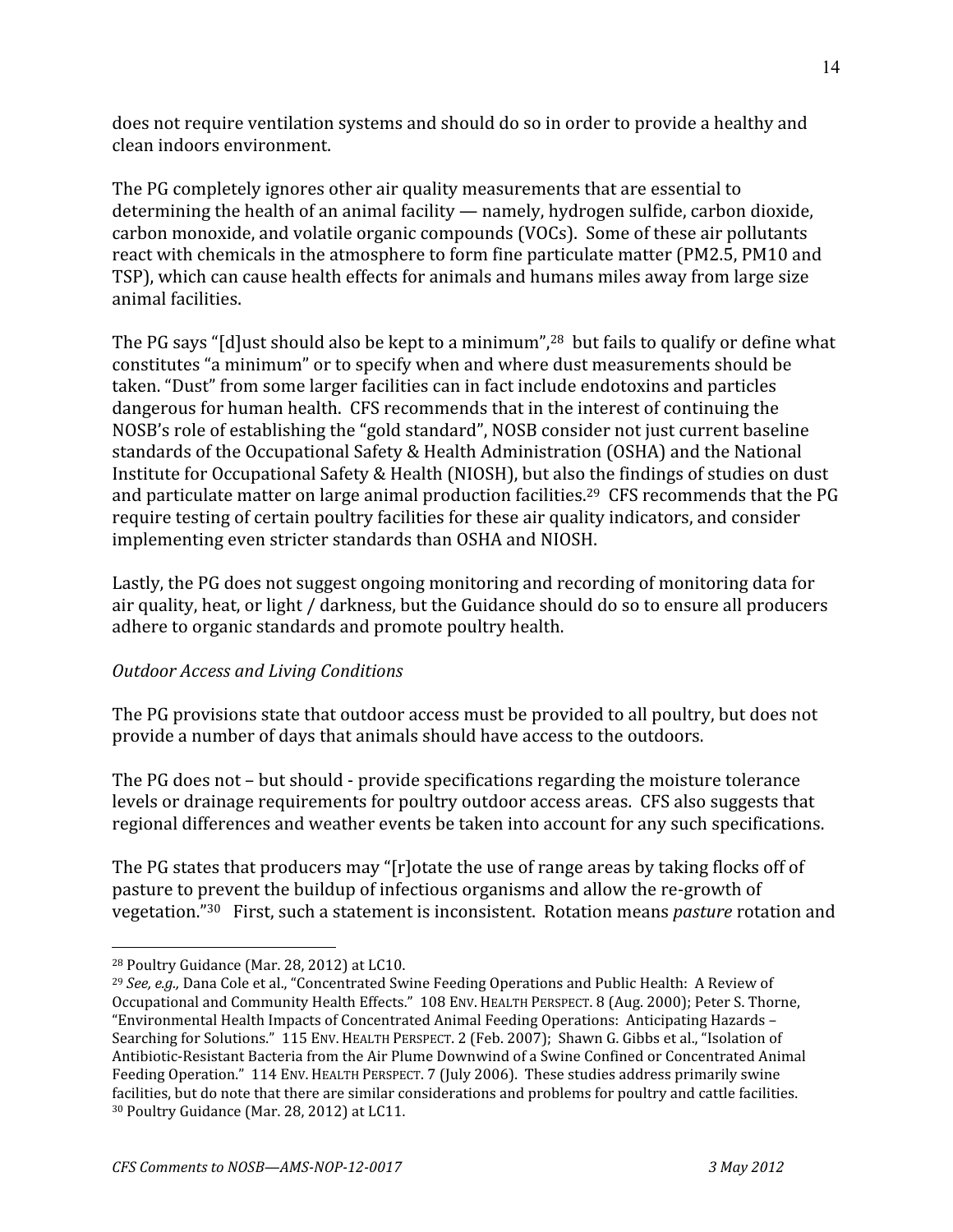does not require ventilation systems and should do so in order to provide a healthy and clean indoors environment.

The PG completely ignores other air quality measurements that are essential to determining the health of an animal facility — namely, hydrogen sulfide, carbon dioxide, carbon monoxide, and volatile organic compounds (VOCs). Some of these air pollutants react with chemicals in the atmosphere to form fine particulate matter (PM2.5, PM10 and TSP), which can cause health effects for animals and humans miles away from large size animal facilities.

The PG says "[d]ust should also be kept to a minimum",[28] but fails to qualify or define what constitutes "a minimum" or to specify when and where dust measurements should be taken. "Dust" from some larger facilities can in fact include endotoxins and particles dangerous for human health. CFS recommends that in the interest of continuing the NOSB's role of establishing the "gold standard", NOSB consider not just current baseline standards of the Occupational Safety & Health Administration (OSHA) and the National Institute for Occupational Safety & Health (NIOSH), but also the findings of studies on dust and particulate matter on large animal production facilities.[29] CFS recommends that the PG require testing of certain poultry facilities for these air quality indicators, and consider implementing even stricter standards than OSHA and NIOSH.

Lastly, the PG does not suggest ongoing monitoring and recording of monitoring data for air quality, heat, or light / darkness, but the Guidance should do so to ensure all producers adhere to organic standards and promote poultry health.

*Outdoor Access and Living Conditions*

The PG provisions state that outdoor access must be provided to all poultry, but does not provide a number of days that animals should have access to the outdoors.

The PG does not – but should - provide specifications regarding the moisture tolerance levels or drainage requirements for poultry outdoor access areas. CFS also suggests that regional differences and weather events be taken into account for any such specifications.

The PG states that producers may "[r]otate the use of range areas by taking flocks off of pasture to prevent the buildup of infectious organisms and allow the re-growth of vegetation."[30] First, such a statement is inconsistent. Rotation means *pasture* rotation and

---

[28] Poultry Guidance (Mar. 28, 2012) at LC10.

[29] *See, e.g.,* Dana Cole et al., "Concentrated Swine Feeding Operations and Public Health: A Review of Occupational and Community Health Effects." 108 ENV. HEALTH PERSPECT. 8 (Aug. 2000); Peter S. Thorne, "Environmental Health Impacts of Concentrated Animal Feeding Operations: Anticipating Hazards – Searching for Solutions." 115 ENV. HEALTH PERSPECT. 2 (Feb. 2007); Shawn G. Gibbs et al., "Isolation of Antibiotic-Resistant Bacteria from the Air Plume Downwind of a Swine Confined or Concentrated Animal Feeding Operation." 114 ENV. HEALTH PERSPECT. 7 (July 2006). These studies address primarily swine facilities, but do note that there are similar considerations and problems for poultry and cattle facilities.

[30] Poultry Guidance (Mar. 28, 2012) at LC11.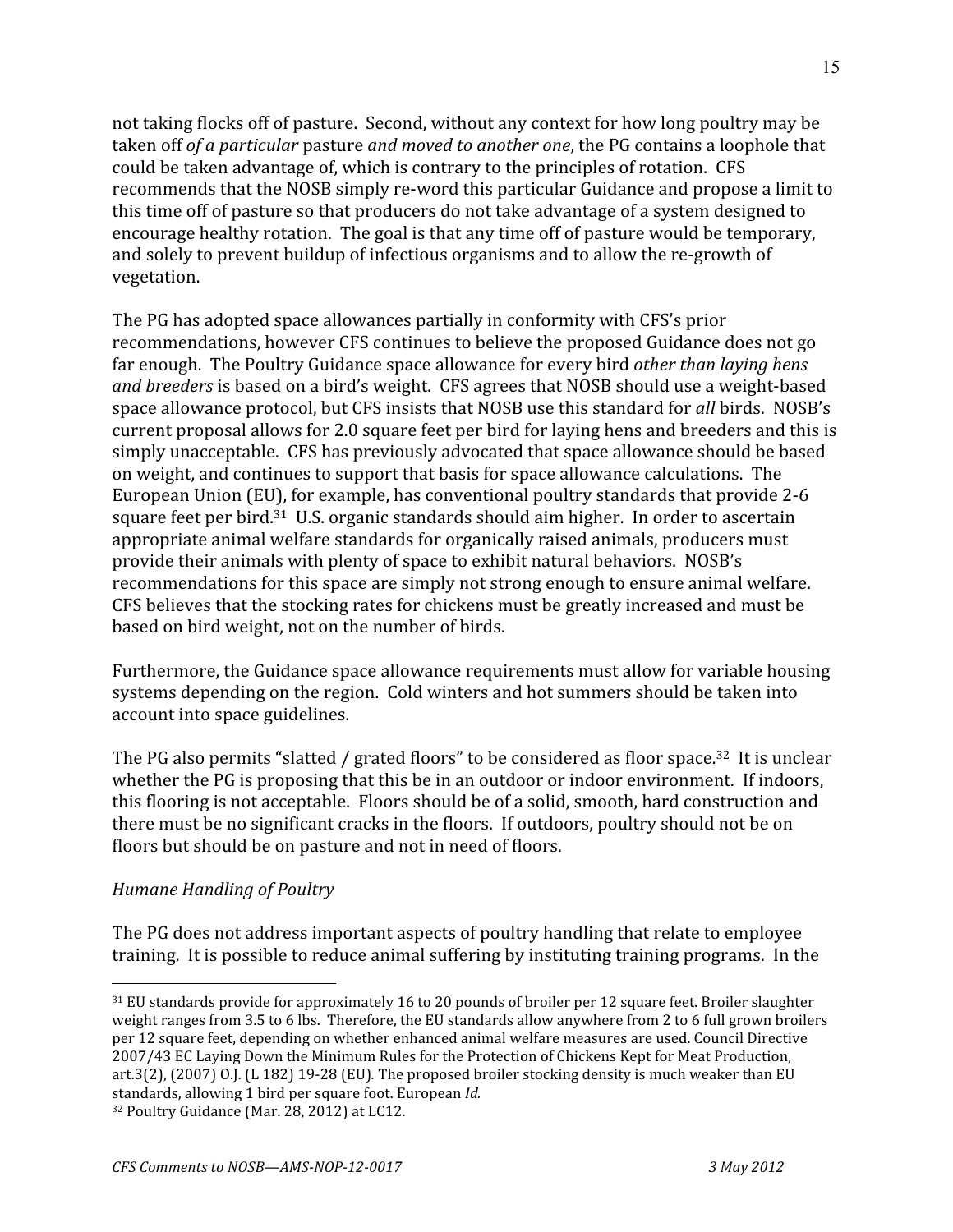not taking flocks off of pasture. Second, without any context for how long poultry may be taken off *of a particular* pasture *and moved to another one*, the PG contains a loophole that could be taken advantage of, which is contrary to the principles of rotation. CFS recommends that the NOSB simply re-word this particular Guidance and propose a limit to this time off of pasture so that producers do not take advantage of a system designed to encourage healthy rotation. The goal is that any time off of pasture would be temporary, and solely to prevent buildup of infectious organisms and to allow the re-growth of vegetation.

The PG has adopted space allowances partially in conformity with CFS's prior recommendations, however CFS continues to believe the proposed Guidance does not go far enough. The Poultry Guidance space allowance for every bird *other than laying hens and breeders* is based on a bird's weight. CFS agrees that NOSB should use a weight-based space allowance protocol, but CFS insists that NOSB use this standard for *all* birds. NOSB's current proposal allows for 2.0 square feet per bird for laying hens and breeders and this is simply unacceptable. CFS has previously advocated that space allowance should be based on weight, and continues to support that basis for space allowance calculations. The European Union (EU), for example, has conventional poultry standards that provide 2-6 square feet per bird.[31] U.S. organic standards should aim higher. In order to ascertain appropriate animal welfare standards for organically raised animals, producers must provide their animals with plenty of space to exhibit natural behaviors. NOSB's recommendations for this space are simply not strong enough to ensure animal welfare. CFS believes that the stocking rates for chickens must be greatly increased and must be based on bird weight, not on the number of birds.

Furthermore, the Guidance space allowance requirements must allow for variable housing systems depending on the region. Cold winters and hot summers should be taken into account into space guidelines.

The PG also permits "slatted / grated floors" to be considered as floor space.[32] It is unclear whether the PG is proposing that this be in an outdoor or indoor environment. If indoors, this flooring is not acceptable. Floors should be of a solid, smooth, hard construction and there must be no significant cracks in the floors. If outdoors, poultry should not be on floors but should be on pasture and not in need of floors.

*Humane Handling of Poultry*

The PG does not address important aspects of poultry handling that relate to employee training. It is possible to reduce animal suffering by instituting training programs. In the

---

[31] EU standards provide for approximately 16 to 20 pounds of broiler per 12 square feet. Broiler slaughter weight ranges from 3.5 to 6 lbs. Therefore, the EU standards allow anywhere from 2 to 6 full grown broilers per 12 square feet, depending on whether enhanced animal welfare measures are used. Council Directive 2007/43 EC Laying Down the Minimum Rules for the Protection of Chickens Kept for Meat Production, art.3(2), (2007) O.J. (L 182) 19-28 (EU). The proposed broiler stocking density is much weaker than EU standards, allowing 1 bird per square foot. European *Id.*

[32] Poultry Guidance (Mar. 28, 2012) at LC12.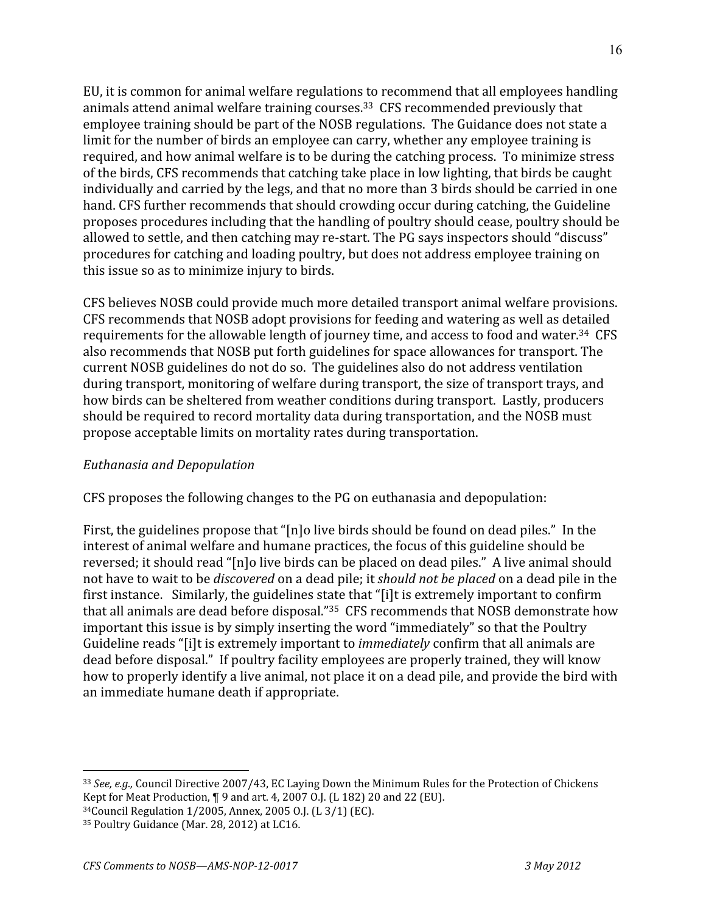EU, it is common for animal welfare regulations to recommend that all employees handling animals attend animal welfare training courses.[33] CFS recommended previously that employee training should be part of the NOSB regulations. The Guidance does not state a limit for the number of birds an employee can carry, whether any employee training is required, and how animal welfare is to be during the catching process. To minimize stress of the birds, CFS recommends that catching take place in low lighting, that birds be caught individually and carried by the legs, and that no more than 3 birds should be carried in one hand. CFS further recommends that should crowding occur during catching, the Guideline proposes procedures including that the handling of poultry should cease, poultry should be allowed to settle, and then catching may re-start. The PG says inspectors should "discuss" procedures for catching and loading poultry, but does not address employee training on this issue so as to minimize injury to birds.

CFS believes NOSB could provide much more detailed transport animal welfare provisions. CFS recommends that NOSB adopt provisions for feeding and watering as well as detailed requirements for the allowable length of journey time, and access to food and water.[34] CFS also recommends that NOSB put forth guidelines for space allowances for transport. The current NOSB guidelines do not do so. The guidelines also do not address ventilation during transport, monitoring of welfare during transport, the size of transport trays, and how birds can be sheltered from weather conditions during transport. Lastly, producers should be required to record mortality data during transportation, and the NOSB must propose acceptable limits on mortality rates during transportation.

*Euthanasia and Depopulation*

CFS proposes the following changes to the PG on euthanasia and depopulation:

First, the guidelines propose that "[n]o live birds should be found on dead piles." In the interest of animal welfare and humane practices, the focus of this guideline should be reversed; it should read "[n]o live birds can be placed on dead piles." A live animal should not have to wait to be *discovered* on a dead pile; it *should not be placed* on a dead pile in the first instance. Similarly, the guidelines state that "[i]t is extremely important to confirm that all animals are dead before disposal."[35] CFS recommends that NOSB demonstrate how important this issue is by simply inserting the word "immediately" so that the Poultry Guideline reads "[i]t is extremely important to *immediately* confirm that all animals are dead before disposal." If poultry facility employees are properly trained, they will know how to properly identify a live animal, not place it on a dead pile, and provide the bird with an immediate humane death if appropriate.

---

[33] *See, e.g.,* Council Directive 2007/43, EC Laying Down the Minimum Rules for the Protection of Chickens Kept for Meat Production, ¶ 9 and art. 4, 2007 O.J. (L 182) 20 and 22 (EU).

[34] Council Regulation 1/2005, Annex, 2005 O.J. (L 3/1) (EC).

[35] Poultry Guidance (Mar. 28, 2012) at LC16.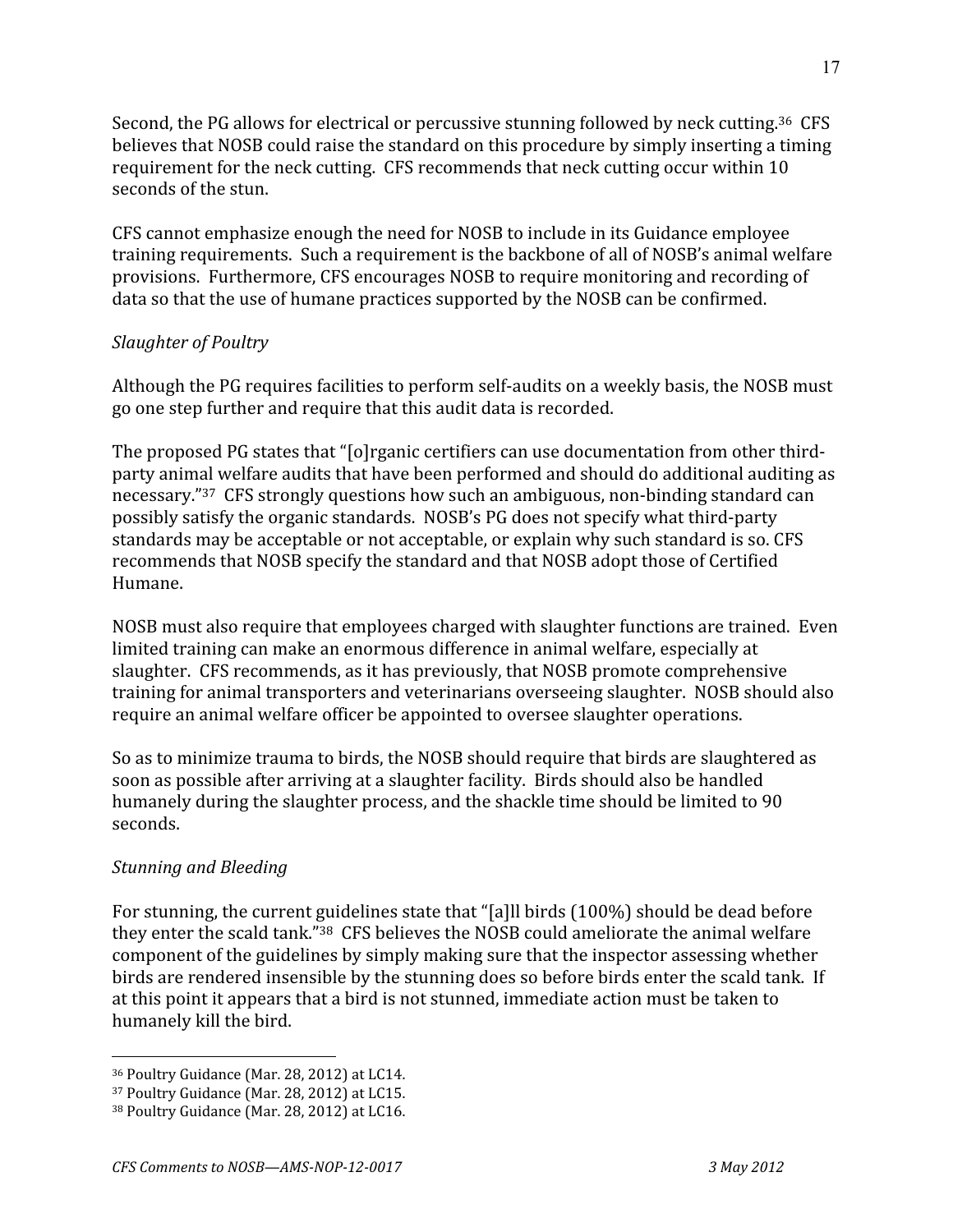Second, the PG allows for electrical or percussive stunning followed by neck cutting.[36] CFS believes that NOSB could raise the standard on this procedure by simply inserting a timing requirement for the neck cutting. CFS recommends that neck cutting occur within 10 seconds of the stun.

CFS cannot emphasize enough the need for NOSB to include in its Guidance employee training requirements. Such a requirement is the backbone of all of NOSB's animal welfare provisions. Furthermore, CFS encourages NOSB to require monitoring and recording of data so that the use of humane practices supported by the NOSB can be confirmed.

*Slaughter of Poultry*

Although the PG requires facilities to perform self-audits on a weekly basis, the NOSB must go one step further and require that this audit data is recorded.

The proposed PG states that "[o]rganic certifiers can use documentation from other third-party animal welfare audits that have been performed and should do additional auditing as necessary."[37] CFS strongly questions how such an ambiguous, non-binding standard can possibly satisfy the organic standards. NOSB's PG does not specify what third-party standards may be acceptable or not acceptable, or explain why such standard is so. CFS recommends that NOSB specify the standard and that NOSB adopt those of Certified Humane.

NOSB must also require that employees charged with slaughter functions are trained. Even limited training can make an enormous difference in animal welfare, especially at slaughter. CFS recommends, as it has previously, that NOSB promote comprehensive training for animal transporters and veterinarians overseeing slaughter. NOSB should also require an animal welfare officer be appointed to oversee slaughter operations.

So as to minimize trauma to birds, the NOSB should require that birds are slaughtered as soon as possible after arriving at a slaughter facility. Birds should also be handled humanely during the slaughter process, and the shackle time should be limited to 90 seconds.

*Stunning and Bleeding*

For stunning, the current guidelines state that "[a]ll birds (100%) should be dead before they enter the scald tank."[38] CFS believes the NOSB could ameliorate the animal welfare component of the guidelines by simply making sure that the inspector assessing whether birds are rendered insensible by the stunning does so before birds enter the scald tank. If at this point it appears that a bird is not stunned, immediate action must be taken to humanely kill the bird.

---

[36] Poultry Guidance (Mar. 28, 2012) at LC14.

[37] Poultry Guidance (Mar. 28, 2012) at LC15.

[38] Poultry Guidance (Mar. 28, 2012) at LC16.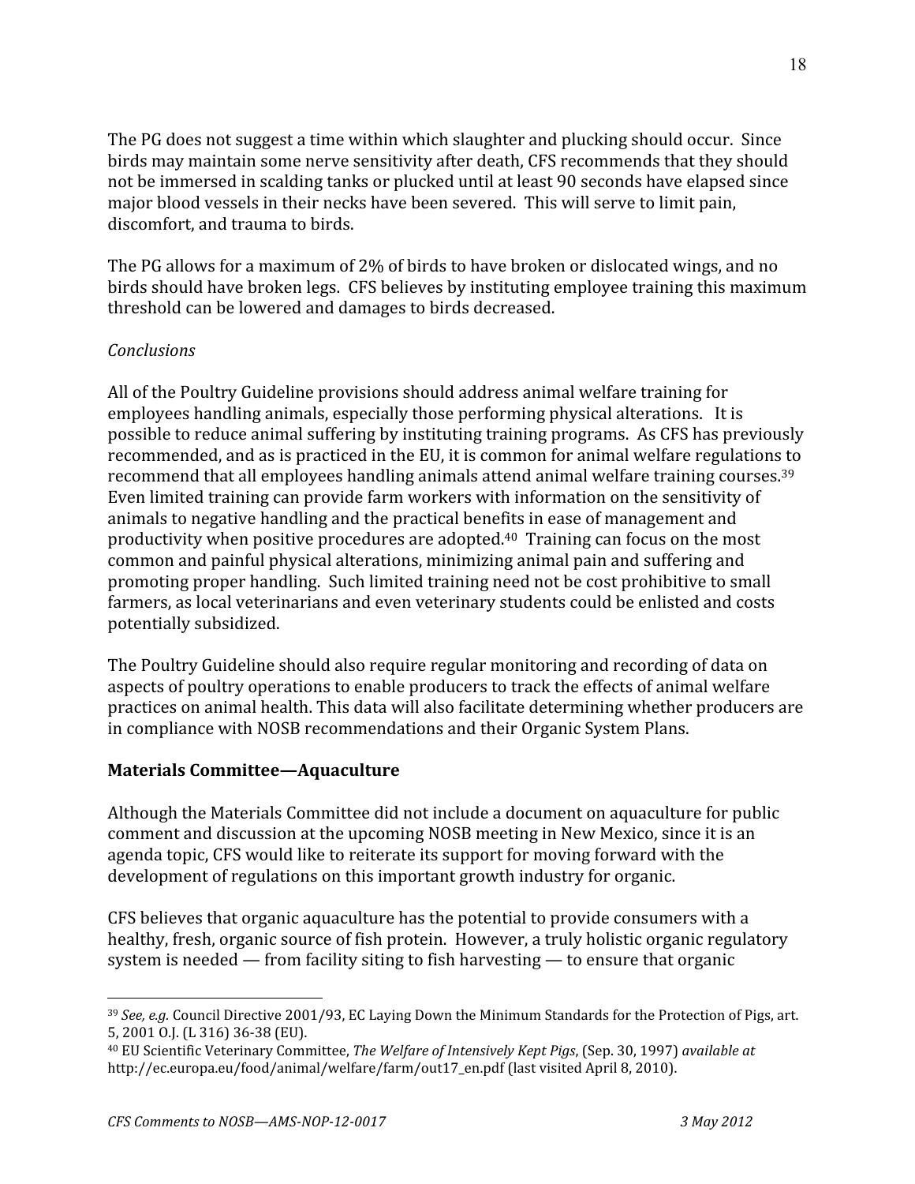The PG does not suggest a time within which slaughter and plucking should occur. Since birds may maintain some nerve sensitivity after death, CFS recommends that they should not be immersed in scalding tanks or plucked until at least 90 seconds have elapsed since major blood vessels in their necks have been severed. This will serve to limit pain, discomfort, and trauma to birds.

The PG allows for a maximum of 2% of birds to have broken or dislocated wings, and no birds should have broken legs. CFS believes by instituting employee training this maximum threshold can be lowered and damages to birds decreased.

*Conclusions*

All of the Poultry Guideline provisions should address animal welfare training for employees handling animals, especially those performing physical alterations. It is possible to reduce animal suffering by instituting training programs. As CFS has previously recommended, and as is practiced in the EU, it is common for animal welfare regulations to recommend that all employees handling animals attend animal welfare training courses.[39] Even limited training can provide farm workers with information on the sensitivity of animals to negative handling and the practical benefits in ease of management and productivity when positive procedures are adopted.[40] Training can focus on the most common and painful physical alterations, minimizing animal pain and suffering and promoting proper handling. Such limited training need not be cost prohibitive to small farmers, as local veterinarians and even veterinary students could be enlisted and costs potentially subsidized.

The Poultry Guideline should also require regular monitoring and recording of data on aspects of poultry operations to enable producers to track the effects of animal welfare practices on animal health. This data will also facilitate determining whether producers are in compliance with NOSB recommendations and their Organic System Plans.

**Materials Committee—Aquaculture**

Although the Materials Committee did not include a document on aquaculture for public comment and discussion at the upcoming NOSB meeting in New Mexico, since it is an agenda topic, CFS would like to reiterate its support for moving forward with the development of regulations on this important growth industry for organic.

CFS believes that organic aquaculture has the potential to provide consumers with a healthy, fresh, organic source of fish protein. However, a truly holistic organic regulatory system is needed — from facility siting to fish harvesting — to ensure that organic

---

[39] *See, e.g.* Council Directive 2001/93, EC Laying Down the Minimum Standards for the Protection of Pigs, art. 5, 2001 O.J. (L 316) 36-38 (EU).

[40] EU Scientific Veterinary Committee, *The Welfare of Intensively Kept Pigs*, (Sep. 30, 1997) *available at* http://ec.europa.eu/food/animal/welfare/farm/out17_en.pdf (last visited April 8, 2010).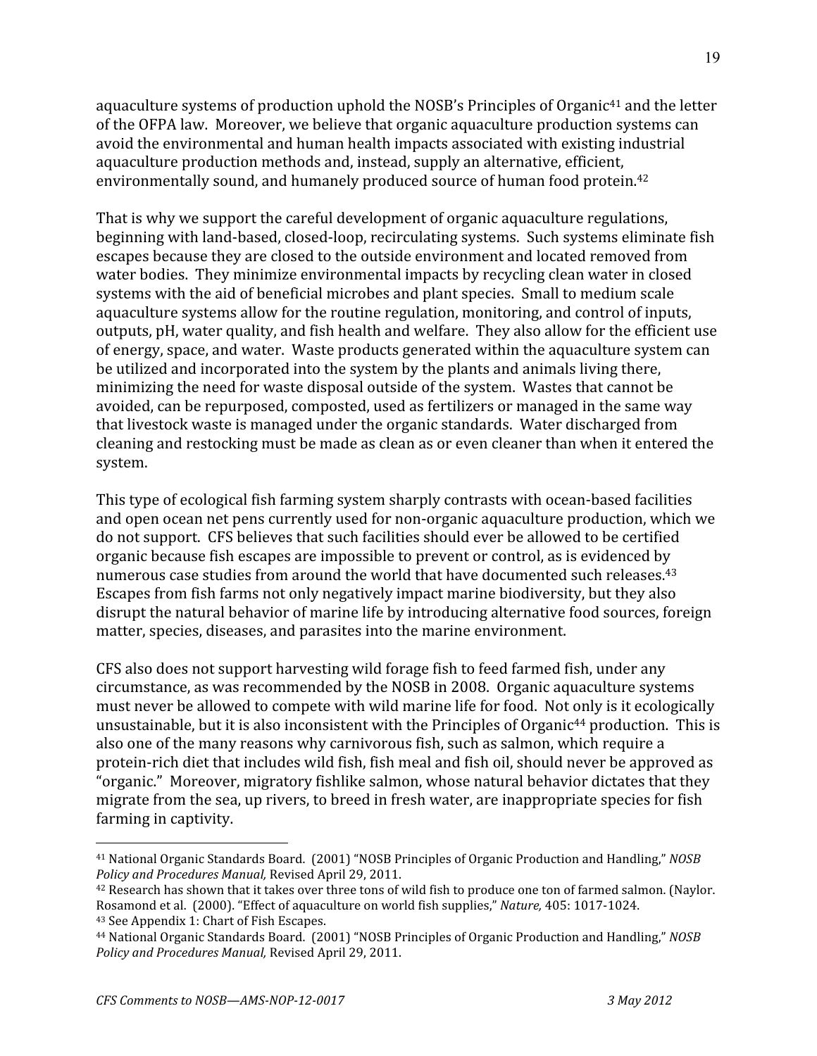aquaculture systems of production uphold the NOSB's Principles of Organic[41] and the letter of the OFPA law. Moreover, we believe that organic aquaculture production systems can avoid the environmental and human health impacts associated with existing industrial aquaculture production methods and, instead, supply an alternative, efficient, environmentally sound, and humanely produced source of human food protein.[42]

That is why we support the careful development of organic aquaculture regulations, beginning with land-based, closed-loop, recirculating systems. Such systems eliminate fish escapes because they are closed to the outside environment and located removed from water bodies. They minimize environmental impacts by recycling clean water in closed systems with the aid of beneficial microbes and plant species. Small to medium scale aquaculture systems allow for the routine regulation, monitoring, and control of inputs, outputs, pH, water quality, and fish health and welfare. They also allow for the efficient use of energy, space, and water. Waste products generated within the aquaculture system can be utilized and incorporated into the system by the plants and animals living there, minimizing the need for waste disposal outside of the system. Wastes that cannot be avoided, can be repurposed, composted, used as fertilizers or managed in the same way that livestock waste is managed under the organic standards. Water discharged from cleaning and restocking must be made as clean as or even cleaner than when it entered the system.

This type of ecological fish farming system sharply contrasts with ocean-based facilities and open ocean net pens currently used for non-organic aquaculture production, which we do not support. CFS believes that such facilities should ever be allowed to be certified organic because fish escapes are impossible to prevent or control, as is evidenced by numerous case studies from around the world that have documented such releases.[43] Escapes from fish farms not only negatively impact marine biodiversity, but they also disrupt the natural behavior of marine life by introducing alternative food sources, foreign matter, species, diseases, and parasites into the marine environment.

CFS also does not support harvesting wild forage fish to feed farmed fish, under any circumstance, as was recommended by the NOSB in 2008. Organic aquaculture systems must never be allowed to compete with wild marine life for food. Not only is it ecologically unsustainable, but it is also inconsistent with the Principles of Organic[44] production. This is also one of the many reasons why carnivorous fish, such as salmon, which require a protein-rich diet that includes wild fish, fish meal and fish oil, should never be approved as "organic." Moreover, migratory fishlike salmon, whose natural behavior dictates that they migrate from the sea, up rivers, to breed in fresh water, are inappropriate species for fish farming in captivity.

---

[41] National Organic Standards Board. (2001) "NOSB Principles of Organic Production and Handling," *NOSB Policy and Procedures Manual,* Revised April 29, 2011.

[42] Research has shown that it takes over three tons of wild fish to produce one ton of farmed salmon. (Naylor. Rosamond et al. (2000). "Effect of aquaculture on world fish supplies," *Nature,* 405: 1017-1024.

[43] See Appendix 1: Chart of Fish Escapes.

[44] National Organic Standards Board. (2001) "NOSB Principles of Organic Production and Handling," *NOSB Policy and Procedures Manual,* Revised April 29, 2011.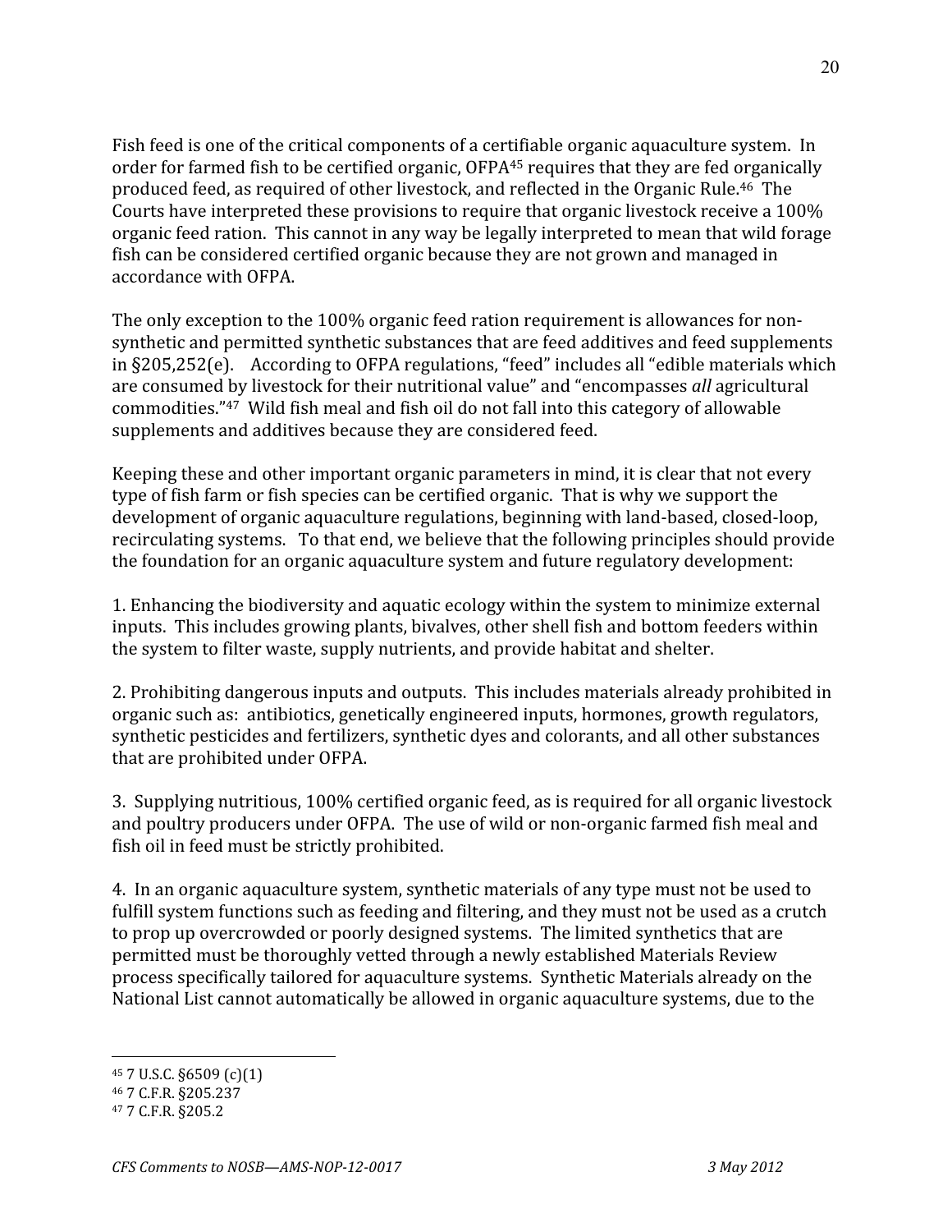Fish feed is one of the critical components of a certifiable organic aquaculture system. In order for farmed fish to be certified organic, OFPA[45] requires that they are fed organically produced feed, as required of other livestock, and reflected in the Organic Rule.[46] The Courts have interpreted these provisions to require that organic livestock receive a 100% organic feed ration. This cannot in any way be legally interpreted to mean that wild forage fish can be considered certified organic because they are not grown and managed in accordance with OFPA.

The only exception to the 100% organic feed ration requirement is allowances for non-synthetic and permitted synthetic substances that are feed additives and feed supplements in §205,252(e). According to OFPA regulations, "feed" includes all "edible materials which are consumed by livestock for their nutritional value" and "encompasses *all* agricultural commodities."[47] Wild fish meal and fish oil do not fall into this category of allowable supplements and additives because they are considered feed.

Keeping these and other important organic parameters in mind, it is clear that not every type of fish farm or fish species can be certified organic. That is why we support the development of organic aquaculture regulations, beginning with land-based, closed-loop, recirculating systems. To that end, we believe that the following principles should provide the foundation for an organic aquaculture system and future regulatory development:

1. Enhancing the biodiversity and aquatic ecology within the system to minimize external inputs. This includes growing plants, bivalves, other shell fish and bottom feeders within the system to filter waste, supply nutrients, and provide habitat and shelter.

2. Prohibiting dangerous inputs and outputs. This includes materials already prohibited in organic such as: antibiotics, genetically engineered inputs, hormones, growth regulators, synthetic pesticides and fertilizers, synthetic dyes and colorants, and all other substances that are prohibited under OFPA.

3. Supplying nutritious, 100% certified organic feed, as is required for all organic livestock and poultry producers under OFPA. The use of wild or non-organic farmed fish meal and fish oil in feed must be strictly prohibited.

4. In an organic aquaculture system, synthetic materials of any type must not be used to fulfill system functions such as feeding and filtering, and they must not be used as a crutch to prop up overcrowded or poorly designed systems. The limited synthetics that are permitted must be thoroughly vetted through a newly established Materials Review process specifically tailored for aquaculture systems. Synthetic Materials already on the National List cannot automatically be allowed in organic aquaculture systems, due to the

---

[45] 7 U.S.C. §6509 (c)(1)

[46] 7 C.F.R. §205.237

[47] 7 C.F.R. §205.2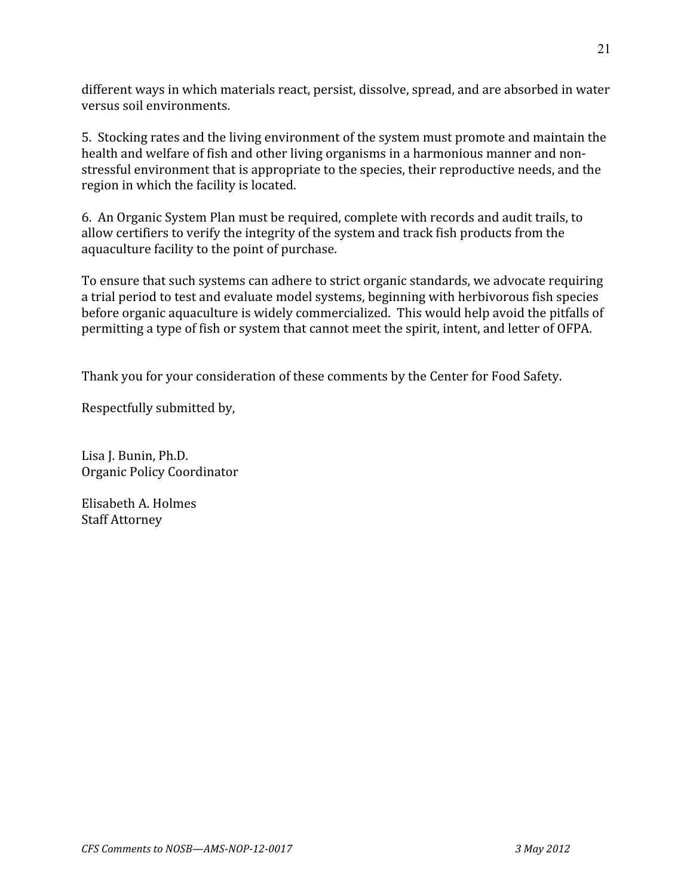different ways in which materials react, persist, dissolve, spread, and are absorbed in water versus soil environments.

5. Stocking rates and the living environment of the system must promote and maintain the health and welfare of fish and other living organisms in a harmonious manner and non-stressful environment that is appropriate to the species, their reproductive needs, and the region in which the facility is located.

6. An Organic System Plan must be required, complete with records and audit trails, to allow certifiers to verify the integrity of the system and track fish products from the aquaculture facility to the point of purchase.

To ensure that such systems can adhere to strict organic standards, we advocate requiring a trial period to test and evaluate model systems, beginning with herbivorous fish species before organic aquaculture is widely commercialized. This would help avoid the pitfalls of permitting a type of fish or system that cannot meet the spirit, intent, and letter of OFPA.

Thank you for your consideration of these comments by the Center for Food Safety.

Respectfully submitted by,

Lisa J. Bunin, Ph.D.
Organic Policy Coordinator

Elisabeth A. Holmes
Staff Attorney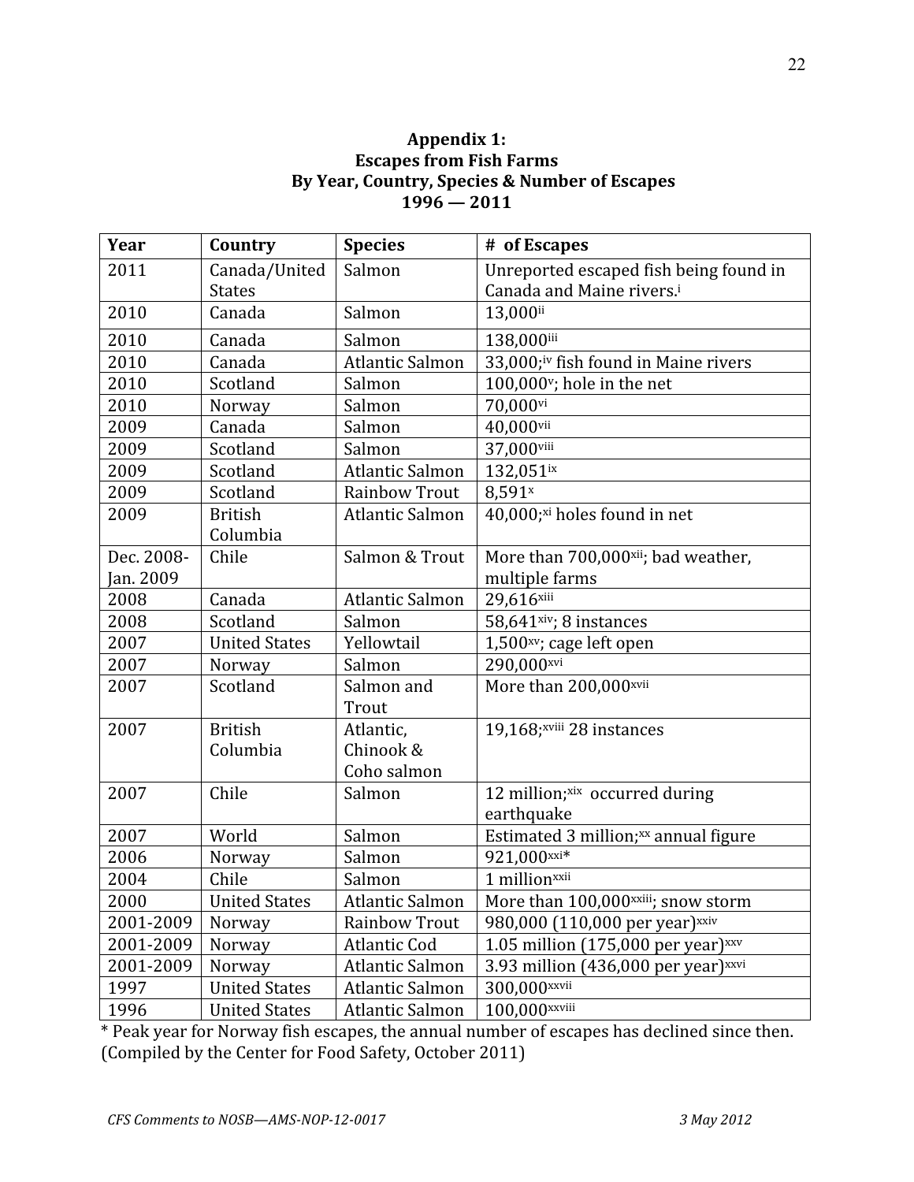**Appendix 1:**
**Escapes from Fish Farms**
**By Year, Country, Species & Number of Escapes**
**1996 — 2011**

| **Year** | **Country** | **Species** | **# of Escapes** |
|---|---|---|---|
| 2011 | Canada/United States | Salmon | Unreported escaped fish being found in Canada and Maine rivers.[i] |
| 2010 | Canada | Salmon | 13,000[ii] |
| 2010 | Canada | Salmon | 138,000[iii] |
| 2010 | Canada | Atlantic Salmon | 33,000;[iv] fish found in Maine rivers |
| 2010 | Scotland | Salmon | 100,000[v]; hole in the net |
| 2010 | Norway | Salmon | 70,000[vi] |
| 2009 | Canada | Salmon | 40,000[vii] |
| 2009 | Scotland | Salmon | 37,000[viii] |
| 2009 | Scotland | Atlantic Salmon | 132,051[ix] |
| 2009 | Scotland | Rainbow Trout | 8,591[x] |
| 2009 | British Columbia | Atlantic Salmon | 40,000;[xi] holes found in net |
| Dec. 2008-Jan. 2009 | Chile | Salmon & Trout | More than 700,000[xii]; bad weather, multiple farms |
| 2008 | Canada | Atlantic Salmon | 29,616[xiii] |
| 2008 | Scotland | Salmon | 58,641[xiv]; 8 instances |
| 2007 | United States | Yellowtail | 1,500[xv]; cage left open |
| 2007 | Norway | Salmon | 290,000[xvi] |
| 2007 | Scotland | Salmon and Trout | More than 200,000[xvii] |
| 2007 | British Columbia | Atlantic, Chinook & Coho salmon | 19,168;[xviii] 28 instances |
| 2007 | Chile | Salmon | 12 million;[xix] occurred during earthquake |
| 2007 | World | Salmon | Estimated 3 million;[xx] annual figure |
| 2006 | Norway | Salmon | 921,000[xxi]* |
| 2004 | Chile | Salmon | 1 million[xxii] |
| 2000 | United States | Atlantic Salmon | More than 100,000[xxiii]; snow storm |
| 2001-2009 | Norway | Rainbow Trout | 980,000 (110,000 per year)[xxiv] |
| 2001-2009 | Norway | Atlantic Cod | 1.05 million (175,000 per year)[xxv] |
| 2001-2009 | Norway | Atlantic Salmon | 3.93 million (436,000 per year)[xxvi] |
| 1997 | United States | Atlantic Salmon | 300,000[xxvii] |
| 1996 | United States | Atlantic Salmon | 100,000[xxviii] |

\* Peak year for Norway fish escapes, the annual number of escapes has declined since then.
(Compiled by the Center for Food Safety, October 2011)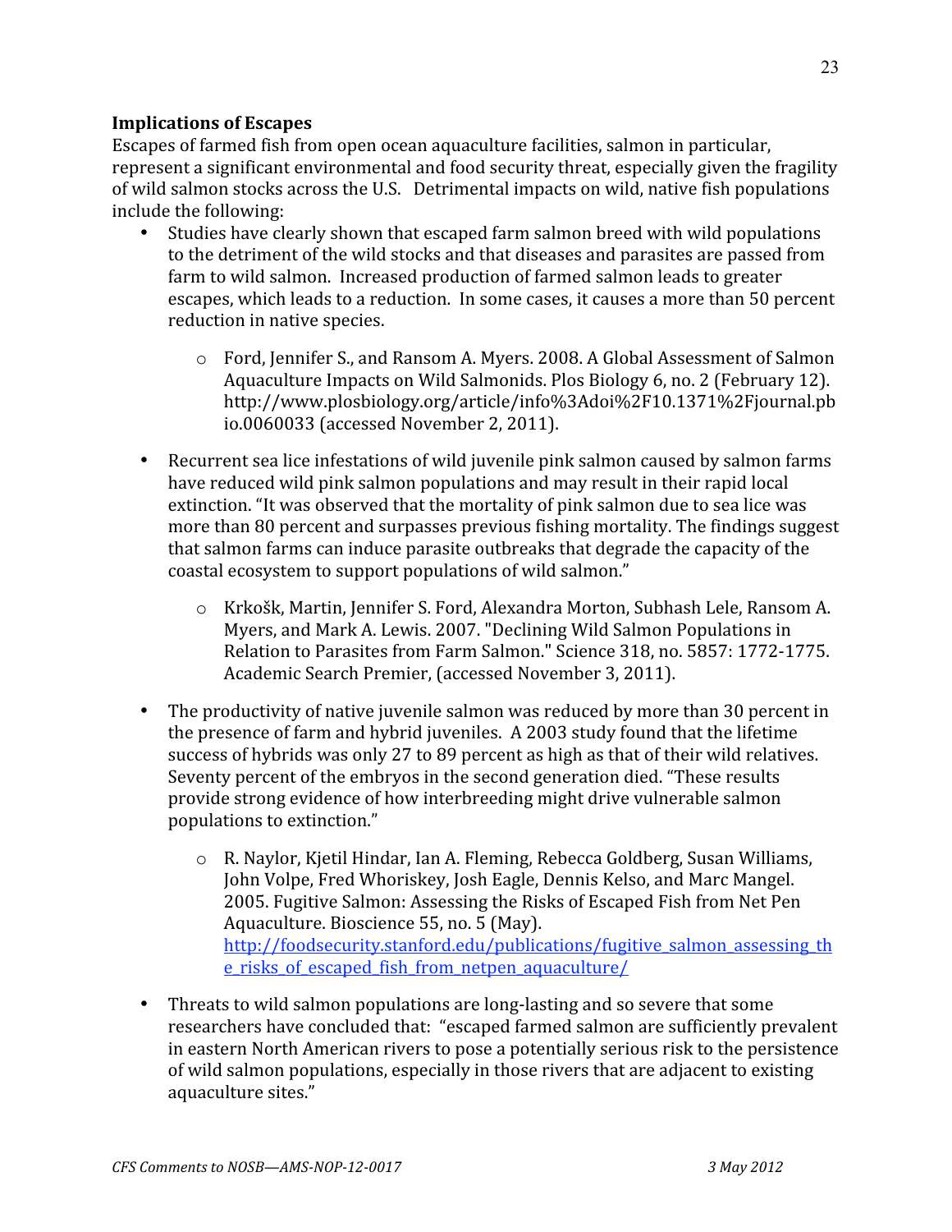**Implications of Escapes**

Escapes of farmed fish from open ocean aquaculture facilities, salmon in particular, represent a significant environmental and food security threat, especially given the fragility of wild salmon stocks across the U.S. Detrimental impacts on wild, native fish populations include the following:

- Studies have clearly shown that escaped farm salmon breed with wild populations to the detriment of the wild stocks and that diseases and parasites are passed from farm to wild salmon. Increased production of farmed salmon leads to greater escapes, which leads to a reduction. In some cases, it causes a more than 50 percent reduction in native species.
    - Ford, Jennifer S., and Ransom A. Myers. 2008. A Global Assessment of Salmon Aquaculture Impacts on Wild Salmonids. Plos Biology 6, no. 2 (February 12). http://www.plosbiology.org/article/info%3Adoi%2F10.1371%2Fjournal.pbio.0060033 (accessed November 2, 2011).
- Recurrent sea lice infestations of wild juvenile pink salmon caused by salmon farms have reduced wild pink salmon populations and may result in their rapid local extinction. "It was observed that the mortality of pink salmon due to sea lice was more than 80 percent and surpasses previous fishing mortality. The findings suggest that salmon farms can induce parasite outbreaks that degrade the capacity of the coastal ecosystem to support populations of wild salmon."
    - Krkošk, Martin, Jennifer S. Ford, Alexandra Morton, Subhash Lele, Ransom A. Myers, and Mark A. Lewis. 2007. "Declining Wild Salmon Populations in Relation to Parasites from Farm Salmon." Science 318, no. 5857: 1772-1775. Academic Search Premier, (accessed November 3, 2011).
- The productivity of native juvenile salmon was reduced by more than 30 percent in the presence of farm and hybrid juveniles. A 2003 study found that the lifetime success of hybrids was only 27 to 89 percent as high as that of their wild relatives. Seventy percent of the embryos in the second generation died. "These results provide strong evidence of how interbreeding might drive vulnerable salmon populations to extinction."
    - R. Naylor, Kjetil Hindar, Ian A. Fleming, Rebecca Goldberg, Susan Williams, John Volpe, Fred Whoriskey, Josh Eagle, Dennis Kelso, and Marc Mangel. 2005. Fugitive Salmon: Assessing the Risks of Escaped Fish from Net Pen Aquaculture. Bioscience 55, no. 5 (May). [http://foodsecurity.stanford.edu/publications/fugitive_salmon_assessing_the_risks_of_escaped_fish_from_netpen_aquaculture/](http://foodsecurity.stanford.edu/publications/fugitive_salmon_assessing_the_risks_of_escaped_fish_from_netpen_aquaculture/)
- Threats to wild salmon populations are long-lasting and so severe that some researchers have concluded that: "escaped farmed salmon are sufficiently prevalent in eastern North American rivers to pose a potentially serious risk to the persistence of wild salmon populations, especially in those rivers that are adjacent to existing aquaculture sites."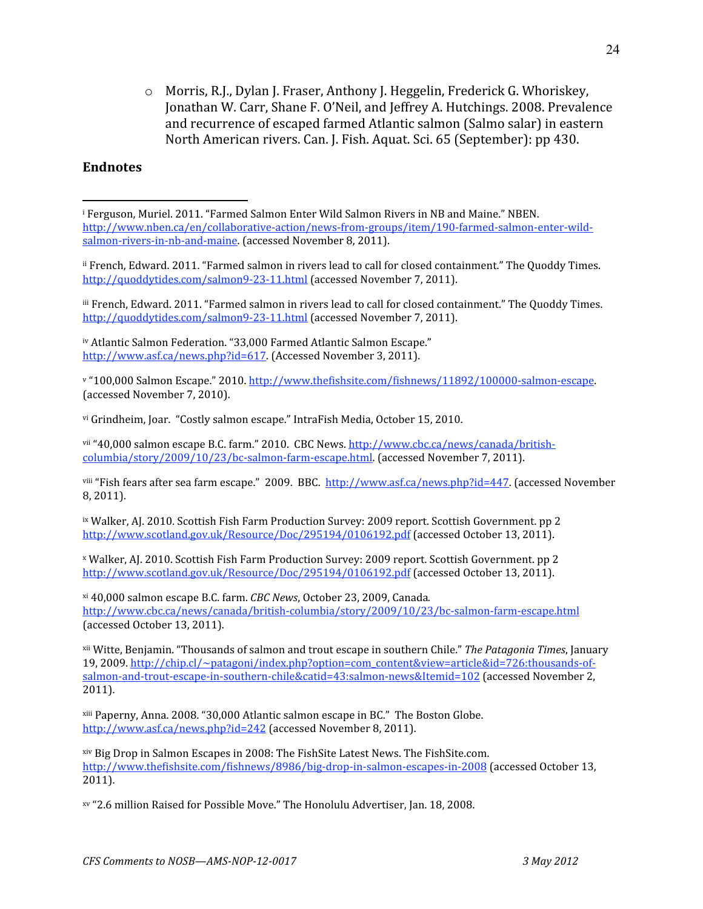- Morris, R.J., Dylan J. Fraser, Anthony J. Heggelin, Frederick G. Whoriskey, Jonathan W. Carr, Shane F. O'Neil, and Jeffrey A. Hutchings. 2008. Prevalence and recurrence of escaped farmed Atlantic salmon (Salmo salar) in eastern North American rivers. Can. J. Fish. Aquat. Sci. 65 (September): pp 430.

## Endnotes

---

[i] Ferguson, Muriel. 2011. "Farmed Salmon Enter Wild Salmon Rivers in NB and Maine." NBEN. http://www.nben.ca/en/collaborative-action/news-from-groups/item/190-farmed-salmon-enter-wild-salmon-rivers-in-nb-and-maine. (accessed November 8, 2011).

[ii] French, Edward. 2011. "Farmed salmon in rivers lead to call for closed containment." The Quoddy Times. http://quoddytides.com/salmon9-23-11.html (accessed November 7, 2011).

[iii] French, Edward. 2011. "Farmed salmon in rivers lead to call for closed containment." The Quoddy Times. http://quoddytides.com/salmon9-23-11.html (accessed November 7, 2011).

[iv] Atlantic Salmon Federation. "33,000 Farmed Atlantic Salmon Escape." http://www.asf.ca/news.php?id=617. (Accessed November 3, 2011).

[v] "100,000 Salmon Escape." 2010. http://www.thefishsite.com/fishnews/11892/100000-salmon-escape. (accessed November 7, 2010).

[vi] Grindheim, Joar. "Costly salmon escape." IntraFish Media, October 15, 2010.

[vii] "40,000 salmon escape B.C. farm." 2010. CBC News. http://www.cbc.ca/news/canada/british-columbia/story/2009/10/23/bc-salmon-farm-escape.html. (accessed November 7, 2011).

[viii] "Fish fears after sea farm escape." 2009. BBC. http://www.asf.ca/news.php?id=447. (accessed November 8, 2011).

[ix] Walker, AJ. 2010. Scottish Fish Farm Production Survey: 2009 report. Scottish Government. pp 2 http://www.scotland.gov.uk/Resource/Doc/295194/0106192.pdf (accessed October 13, 2011).

[x] Walker, AJ. 2010. Scottish Fish Farm Production Survey: 2009 report. Scottish Government. pp 2 http://www.scotland.gov.uk/Resource/Doc/295194/0106192.pdf (accessed October 13, 2011).

[xi] 40,000 salmon escape B.C. farm. *CBC News*, October 23, 2009, Canada*.* http://www.cbc.ca/news/canada/british-columbia/story/2009/10/23/bc-salmon-farm-escape.html (accessed October 13, 2011).

[xii] Witte, Benjamin. "Thousands of salmon and trout escape in southern Chile." *The Patagonia Times*, January 19, 2009. http://chip.cl/~patagoni/index.php?option=com_content&view=article&id=726:thousands-of-salmon-and-trout-escape-in-southern-chile&catid=43:salmon-news&Itemid=102 (accessed November 2, 2011).

[xiii] Paperny, Anna. 2008. "30,000 Atlantic salmon escape in BC." The Boston Globe. http://www.asf.ca/news.php?id=242 (accessed November 8, 2011).

[xiv] Big Drop in Salmon Escapes in 2008: The FishSite Latest News. The FishSite.com. http://www.thefishsite.com/fishnews/8986/big-drop-in-salmon-escapes-in-2008 (accessed October 13, 2011).

[xv] "2.6 million Raised for Possible Move." The Honolulu Advertiser, Jan. 18, 2008.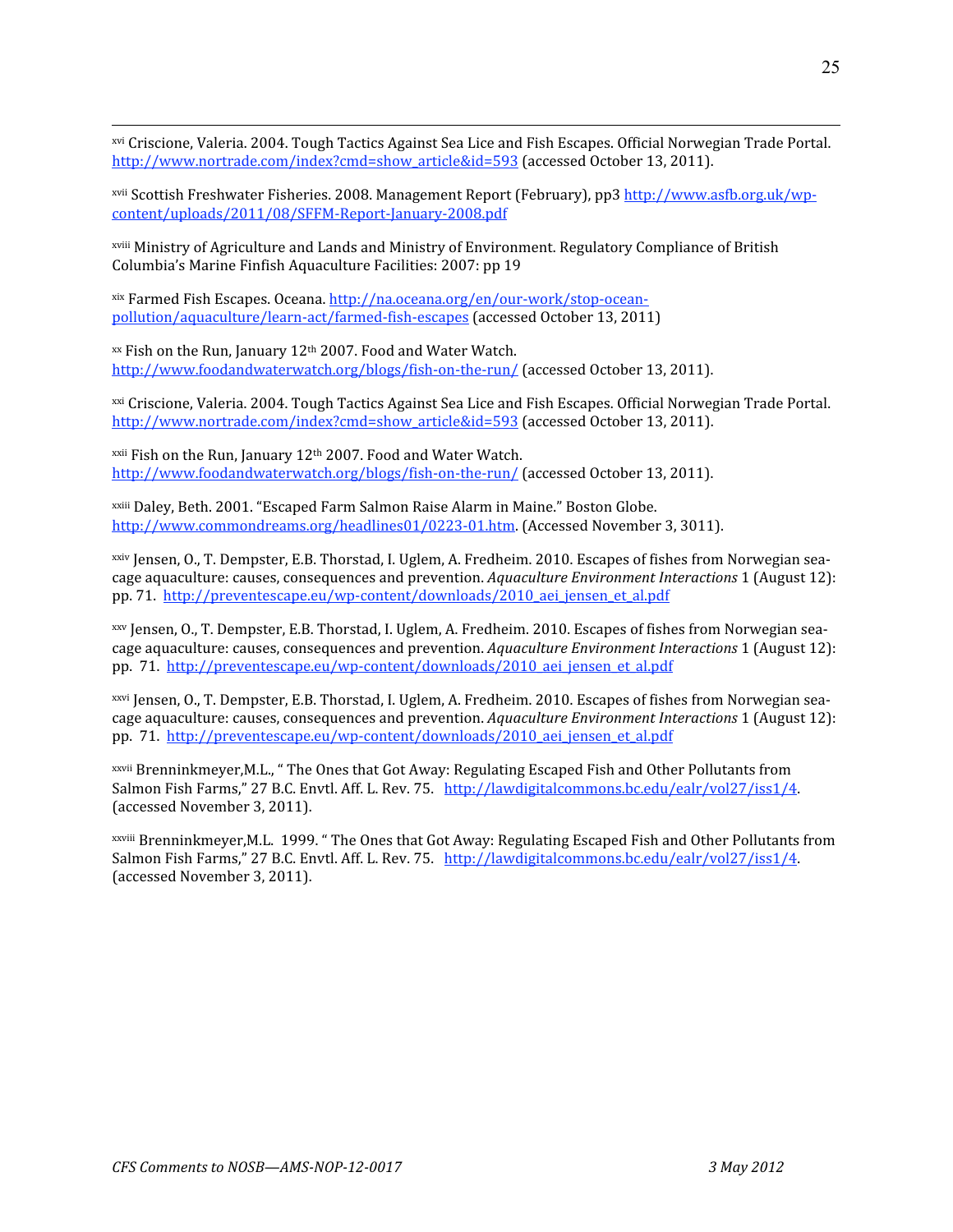[xvi] Criscione, Valeria. 2004. Tough Tactics Against Sea Lice and Fish Escapes. Official Norwegian Trade Portal. http://www.nortrade.com/index?cmd=show_article&id=593 (accessed October 13, 2011).

[xvii] Scottish Freshwater Fisheries. 2008. Management Report (February), pp3 http://www.asfb.org.uk/wp-content/uploads/2011/08/SFFM-Report-January-2008.pdf

[xviii] Ministry of Agriculture and Lands and Ministry of Environment. Regulatory Compliance of British Columbia's Marine Finfish Aquaculture Facilities: 2007: pp 19

[xix] Farmed Fish Escapes. Oceana. http://na.oceana.org/en/our-work/stop-ocean-pollution/aquaculture/learn-act/farmed-fish-escapes (accessed October 13, 2011)

[xx] Fish on the Run, January 12th 2007. Food and Water Watch. http://www.foodandwaterwatch.org/blogs/fish-on-the-run/ (accessed October 13, 2011).

[xxi] Criscione, Valeria. 2004. Tough Tactics Against Sea Lice and Fish Escapes. Official Norwegian Trade Portal. http://www.nortrade.com/index?cmd=show_article&id=593 (accessed October 13, 2011).

[xxii] Fish on the Run, January 12th 2007. Food and Water Watch. http://www.foodandwaterwatch.org/blogs/fish-on-the-run/ (accessed October 13, 2011).

[xxiii] Daley, Beth. 2001. "Escaped Farm Salmon Raise Alarm in Maine." Boston Globe. http://www.commondreams.org/headlines01/0223-01.htm. (Accessed November 3, 3011).

[xxiv] Jensen, O., T. Dempster, E.B. Thorstad, I. Uglem, A. Fredheim. 2010. Escapes of fishes from Norwegian sea-cage aquaculture: causes, consequences and prevention. *Aquaculture Environment Interactions* 1 (August 12): pp. 71. http://preventescape.eu/wp-content/downloads/2010_aei_jensen_et_al.pdf

[xxv] Jensen, O., T. Dempster, E.B. Thorstad, I. Uglem, A. Fredheim. 2010. Escapes of fishes from Norwegian sea-cage aquaculture: causes, consequences and prevention. *Aquaculture Environment Interactions* 1 (August 12): pp. 71. http://preventescape.eu/wp-content/downloads/2010_aei_jensen_et_al.pdf

[xxvi] Jensen, O., T. Dempster, E.B. Thorstad, I. Uglem, A. Fredheim. 2010. Escapes of fishes from Norwegian sea-cage aquaculture: causes, consequences and prevention. *Aquaculture Environment Interactions* 1 (August 12): pp. 71. http://preventescape.eu/wp-content/downloads/2010_aei_jensen_et_al.pdf

[xxvii] Brenninkmeyer,M.L., " The Ones that Got Away: Regulating Escaped Fish and Other Pollutants from Salmon Fish Farms," 27 B.C. Envtl. Aff. L. Rev. 75. http://lawdigitalcommons.bc.edu/ealr/vol27/iss1/4. (accessed November 3, 2011).

[xxviii] Brenninkmeyer,M.L. 1999. " The Ones that Got Away: Regulating Escaped Fish and Other Pollutants from Salmon Fish Farms," 27 B.C. Envtl. Aff. L. Rev. 75. http://lawdigitalcommons.bc.edu/ealr/vol27/iss1/4. (accessed November 3, 2011).